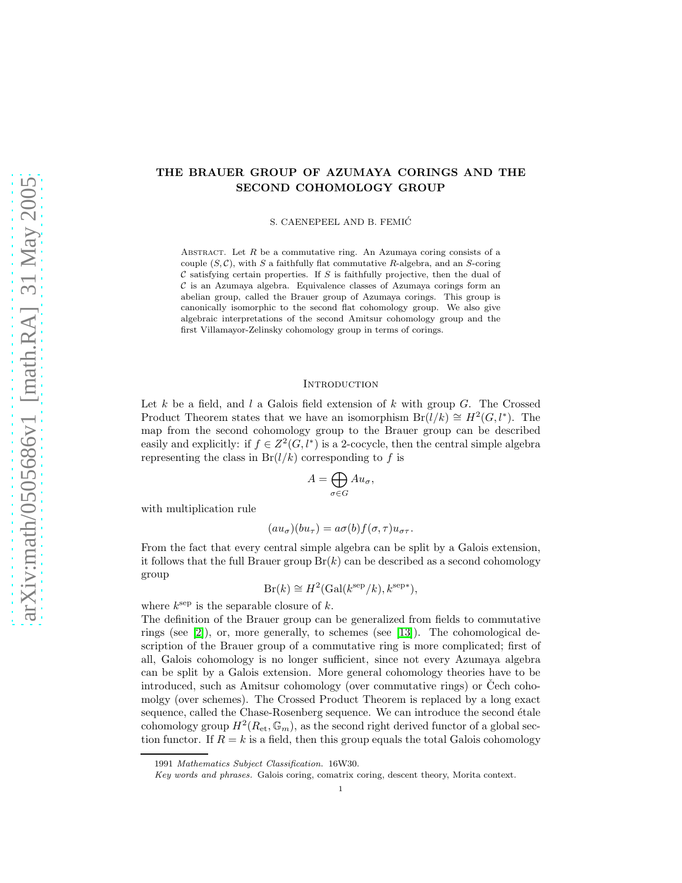# THE BRAUER GROUP OF AZUMAYA CORINGS AND THE SECOND COHOMOLOGY GROUP

S. CAENEPEEL AND B. FEMIĆ

ABSTRACT. Let $R$ be a commutative ring. An Azumaya coring consists of a couple $(S, \mathcal{C})$, with $S$ a faithfully flat commutative $R$-algebra, and an $S$-coring $\mathcal{C}$ satisfying certain properties. If $S$ is faithfully projective, then the dual of $\mathcal{C}$ is an Azumaya algebra. Equivalence classes of Azumaya corings form an abelian group, called the Brauer group of Azumaya corings. This group is canonically isomorphic to the second flat cohomology group. We also give algebraic interpretations of the second Amitsur cohomology group and the first Villamayor-Zelinsky cohomology group in terms of corings.

## INTRODUCTION

Let $k$ be a field, and $l$ a Galois field extension of $k$ with group $G$. The Crossed Product Theorem states that we have an isomorphism $\mathrm{Br}(l/k) \cong H^2(G, l^*)$. The map from the second cohomology group to the Brauer group can be described easily and explicitly: if $f \in Z^2(G, l^*)$ is a 2-cocycle, then the central simple algebra representing the class in $\mathrm{Br}(l/k)$ corresponding to $f$ is

$$A = \bigoplus_{\sigma \in G} A u_\sigma,$$

with multiplication rule

$$(a u_\sigma)(b u_\tau) = a\sigma(b) f(\sigma, \tau) u_{\sigma\tau}.$$

From the fact that every central simple algebra can be split by a Galois extension, it follows that the full Brauer group $\mathrm{Br}(k)$ can be described as a second cohomology group

$$\mathrm{Br}(k) \cong H^2(\mathrm{Gal}(k^{\mathrm{sep}}/k), k^{\mathrm{sep}*}),$$

where $k^{\mathrm{sep}}$ is the separable closure of $k$.

The definition of the Brauer group can be generalized from fields to commutative rings (see [2]), or, more generally, to schemes (see [13]). The cohomological description of the Brauer group of a commutative ring is more complicated; first of all, Galois cohomology is no longer sufficient, since not every Azumaya algebra can be split by a Galois extension. More general cohomology theories have to be introduced, such as Amitsur cohomology (over commutative rings) or Čech cohomolgy (over schemes). The Crossed Product Theorem is replaced by a long exact sequence, called the Chase-Rosenberg sequence. We can introduce the second étale cohomology group $H^2(R_{\mathrm{et}}, \mathbb{G}_m)$, as the second right derived functor of a global section functor. If $R = k$ is a field, then this group equals the total Galois cohomology

1991 *Mathematics Subject Classification.* 16W30.

*Key words and phrases.* Galois coring, comatrix coring, descent theory, Morita context.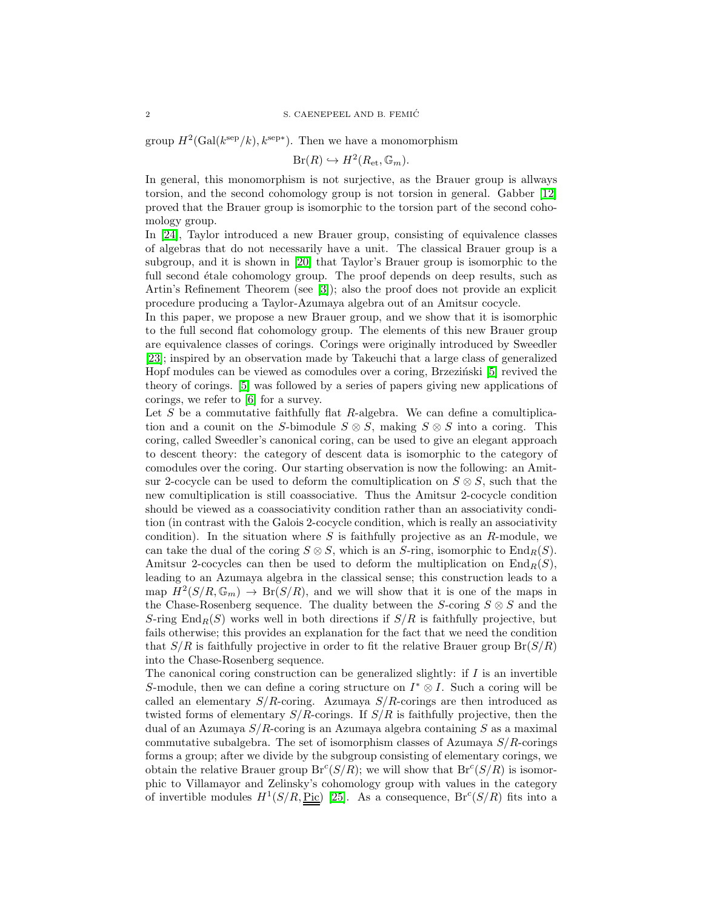group $H^2(\mathrm{Gal}(k^{\mathrm{sep}}/k), k^{\mathrm{sep}*})$. Then we have a monomorphism

$$\mathrm{Br}(R) \hookrightarrow H^2(R_{\mathrm{et}}, \mathbb{G}_m).$$

In general, this monomorphism is not surjective, as the Brauer group is allways torsion, and the second cohomology group is not torsion in general. Gabber [12] proved that the Brauer group is isomorphic to the torsion part of the second cohomology group.

In [24], Taylor introduced a new Brauer group, consisting of equivalence classes of algebras that do not necessarily have a unit. The classical Brauer group is a subgroup, and it is shown in [20] that Taylor's Brauer group is isomorphic to the full second étale cohomology group. The proof depends on deep results, such as Artin's Refinement Theorem (see [3]); also the proof does not provide an explicit procedure producing a Taylor-Azumaya algebra out of an Amitsur cocycle.

In this paper, we propose a new Brauer group, and we show that it is isomorphic to the full second flat cohomology group. The elements of this new Brauer group are equivalence classes of corings. Corings were originally introduced by Sweedler [23]; inspired by an observation made by Takeuchi that a large class of generalized Hopf modules can be viewed as comodules over a coring, Brzeziński [5] revived the theory of corings. [5] was followed by a series of papers giving new applications of corings, we refer to [6] for a survey.

Let $S$ be a commutative faithfully flat $R$-algebra. We can define a comultiplication and a counit on the $S$-bimodule $S \otimes S$, making $S \otimes S$ into a coring. This coring, called Sweedler's canonical coring, can be used to give an elegant approach to descent theory: the category of descent data is isomorphic to the category of comodules over the coring. Our starting observation is now the following: an Amitsur 2-cocycle can be used to deform the comultiplication on $S \otimes S$, such that the new comultiplication is still coassociative. Thus the Amitsur 2-cocycle condition should be viewed as a coassociativity condition rather than an associativity condition (in contrast with the Galois 2-cocycle condition, which is really an associativity condition). In the situation where $S$ is faithfully projective as an $R$-module, we can take the dual of the coring $S \otimes S$, which is an $S$-ring, isomorphic to $\mathrm{End}_R(S)$. Amitsur 2-cocycles can then be used to deform the multiplication on $\mathrm{End}_R(S)$, leading to an Azumaya algebra in the classical sense; this construction leads to a map $H^2(S/R, \mathbb{G}_m) \to \mathrm{Br}(S/R)$, and we will show that it is one of the maps in the Chase-Rosenberg sequence. The duality between the $S$-coring $S \otimes S$ and the $S$-ring $\mathrm{End}_R(S)$ works well in both directions if $S/R$ is faithfully projective, but fails otherwise; this provides an explanation for the fact that we need the condition that $S/R$ is faithfully projective in order to fit the relative Brauer group $\mathrm{Br}(S/R)$ into the Chase-Rosenberg sequence.

The canonical coring construction can be generalized slightly: if $I$ is an invertible $S$-module, then we can define a coring structure on $I^* \otimes I$. Such a coring will be called an elementary $S/R$-coring. Azumaya $S/R$-corings are then introduced as twisted forms of elementary $S/R$-corings. If $S/R$ is faithfully projective, then the dual of an Azumaya $S/R$-coring is an Azumaya algebra containing $S$ as a maximal commutative subalgebra. The set of isomorphism classes of Azumaya $S/R$-corings forms a group; after we divide by the subgroup consisting of elementary corings, we obtain the relative Brauer group $\mathrm{Br}^c(S/R)$; we will show that $\mathrm{Br}^c(S/R)$ is isomorphic to Villamayor and Zelinsky's cohomology group with values in the category of invertible modules $H^1(S/R, \underline{\underline{\mathrm{Pic}}})$ [25]. As a consequence, $\mathrm{Br}^c(S/R)$ fits into a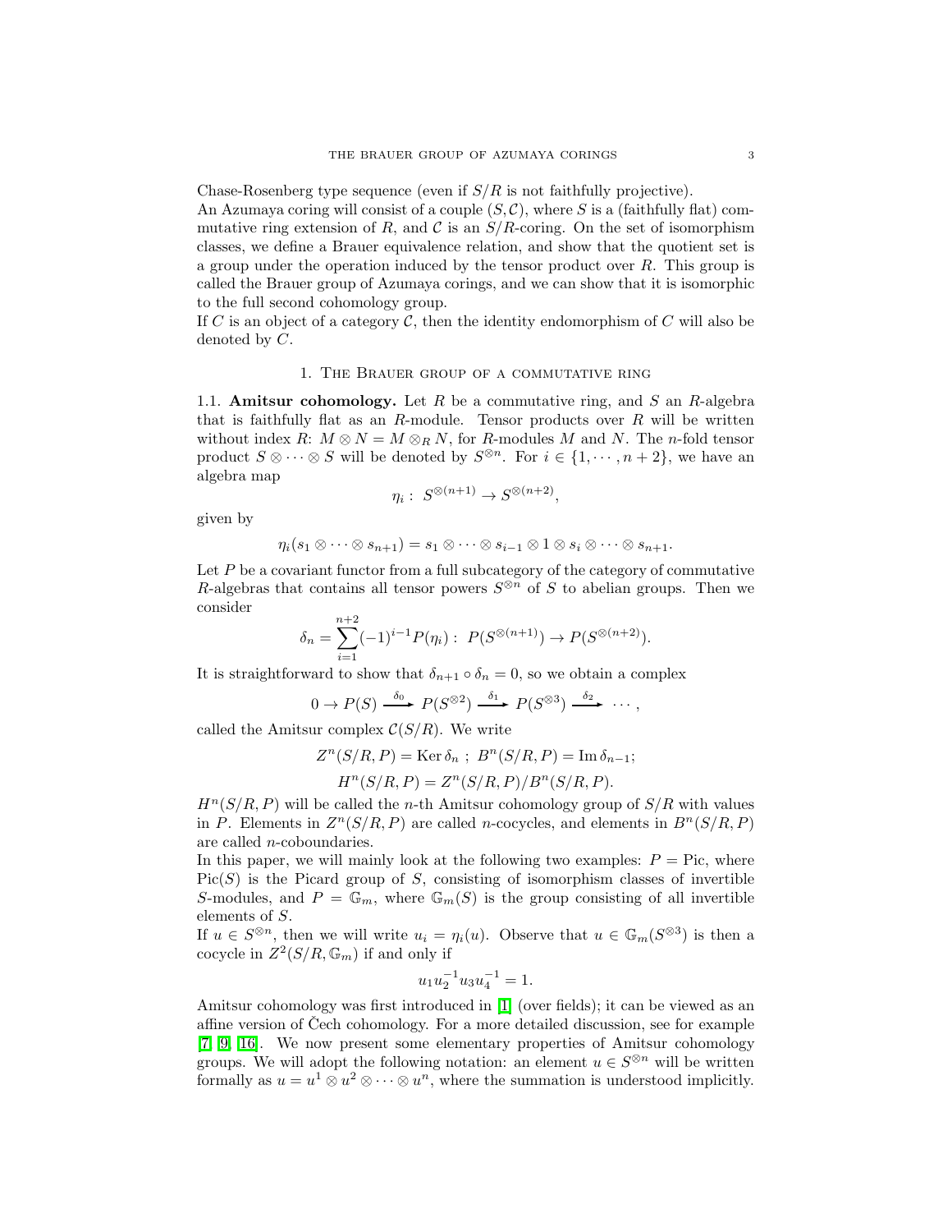Chase-Rosenberg type sequence (even if $S/R$ is not faithfully projective).
An Azumaya coring will consist of a couple $(S, \mathcal{C})$, where $S$ is a (faithfully flat) commutative ring extension of $R$, and $\mathcal{C}$ is an $S/R$-coring. On the set of isomorphism classes, we define a Brauer equivalence relation, and show that the quotient set is a group under the operation induced by the tensor product over $R$. This group is called the Brauer group of Azumaya corings, and we can show that it is isomorphic to the full second cohomology group.
If $C$ is an object of a category $\mathcal{C}$, then the identity endomorphism of $C$ will also be denoted by $C$.

## 1. The Brauer group of a commutative ring

1.1. **Amitsur cohomology.** Let $R$ be a commutative ring, and $S$ an $R$-algebra that is faithfully flat as an $R$-module. Tensor products over $R$ will be written without index $R$: $M \otimes N = M \otimes_R N$, for $R$-modules $M$ and $N$. The $n$-fold tensor product $S \otimes \cdots \otimes S$ will be denoted by $S^{\otimes n}$. For $i \in \{1, \cdots, n+2\}$, we have an algebra map

$$\eta_i : \; S^{\otimes(n+1)} \to S^{\otimes(n+2)},$$

given by

$$\eta_i(s_1 \otimes \cdots \otimes s_{n+1}) = s_1 \otimes \cdots \otimes s_{i-1} \otimes 1 \otimes s_i \otimes \cdots \otimes s_{n+1}.$$

Let $P$ be a covariant functor from a full subcategory of the category of commutative $R$-algebras that contains all tensor powers $S^{\otimes n}$ of $S$ to abelian groups. Then we consider

$$\delta_n = \sum_{i=1}^{n+2} (-1)^{i-1} P(\eta_i) : \; P(S^{\otimes(n+1)}) \to P(S^{\otimes(n+2)}).$$

It is straightforward to show that $\delta_{n+1} \circ \delta_n = 0$, so we obtain a complex

$$0 \to P(S) \xrightarrow{\delta_0} P(S^{\otimes 2}) \xrightarrow{\delta_1} P(S^{\otimes 3}) \xrightarrow{\delta_2} \cdots,$$

called the Amitsur complex $\mathcal{C}(S/R)$. We write

$$Z^n(S/R, P) = \operatorname{Ker} \delta_n \; ; \; B^n(S/R, P) = \operatorname{Im} \delta_{n-1};$$

$$H^n(S/R, P) = Z^n(S/R, P)/B^n(S/R, P).$$

$H^n(S/R, P)$ will be called the $n$-th Amitsur cohomology group of $S/R$ with values in $P$. Elements in $Z^n(S/R, P)$ are called $n$-cocycles, and elements in $B^n(S/R, P)$ are called $n$-coboundaries.
In this paper, we will mainly look at the following two examples: $P = \text{Pic}$, where $\text{Pic}(S)$ is the Picard group of $S$, consisting of isomorphism classes of invertible $S$-modules, and $P = \mathbb{G}_m$, where $\mathbb{G}_m(S)$ is the group consisting of all invertible elements of $S$.
If $u \in S^{\otimes n}$, then we will write $u_i = \eta_i(u)$. Observe that $u \in \mathbb{G}_m(S^{\otimes 3})$ is then a cocycle in $Z^2(S/R, \mathbb{G}_m)$ if and only if

$$u_1 u_2^{-1} u_3 u_4^{-1} = 1.$$

Amitsur cohomology was first introduced in [1] (over fields); it can be viewed as an affine version of Čech cohomology. For a more detailed discussion, see for example [7, 9, 16]. We now present some elementary properties of Amitsur cohomology groups. We will adopt the following notation: an element $u \in S^{\otimes n}$ will be written formally as $u = u^1 \otimes u^2 \otimes \cdots \otimes u^n$, where the summation is understood implicitly.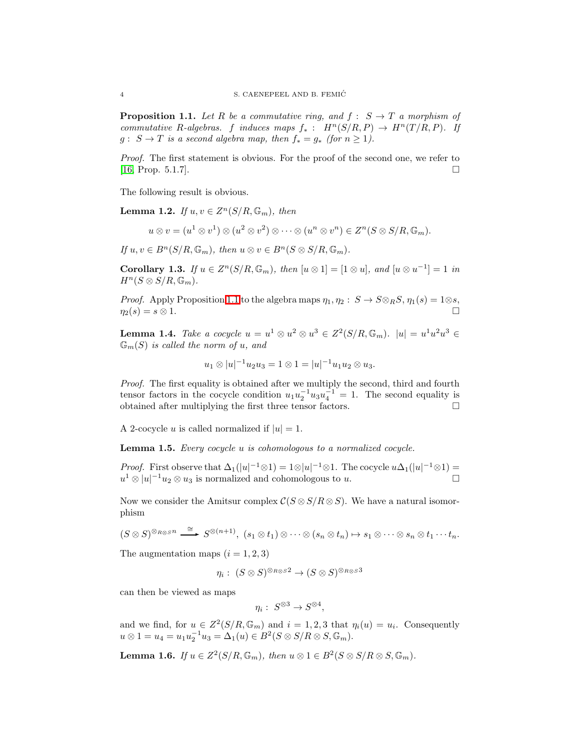**Proposition 1.1.** *Let $R$ be a commutative ring, and $f: S \to T$ a morphism of commutative $R$-algebras. $f$ induces maps $f_*: H^n(S/R, P) \to H^n(T/R, P)$. If $g: S \to T$ is a second algebra map, then $f_* = g_*$ (for $n \geq 1$).*

*Proof.* The first statement is obvious. For the proof of the second one, we refer to [16, Prop. 5.1.7]. □

The following result is obvious.

**Lemma 1.2.** *If $u, v \in Z^n(S/R, \mathbb{G}_m)$, then*

$$u \otimes v = (u^1 \otimes v^1) \otimes (u^2 \otimes v^2) \otimes \cdots \otimes (u^n \otimes v^n) \in Z^n(S \otimes S/R, \mathbb{G}_m).$$

*If $u, v \in B^n(S/R, \mathbb{G}_m)$, then $u \otimes v \in B^n(S \otimes S/R, \mathbb{G}_m)$.*

**Corollary 1.3.** *If $u \in Z^n(S/R, \mathbb{G}_m)$, then $[u \otimes 1] = [1 \otimes u]$, and $[u \otimes u^{-1}] = 1$ in $H^n(S \otimes S/R, \mathbb{G}_m)$.*

*Proof.* Apply Proposition 1.1 to the algebra maps $\eta_1, \eta_2: S \to S \otimes_R S$, $\eta_1(s) = 1 \otimes s$, $\eta_2(s) = s \otimes 1$. □

**Lemma 1.4.** *Take a cocycle $u = u^1 \otimes u^2 \otimes u^3 \in Z^2(S/R, \mathbb{G}_m)$. $|u| = u^1u^2u^3 \in \mathbb{G}_m(S)$ is called the norm of $u$, and*

$$u_1 \otimes |u|^{-1}u_2u_3 = 1 \otimes 1 = |u|^{-1}u_1u_2 \otimes u_3.$$

*Proof.* The first equality is obtained after we multiply the second, third and fourth tensor factors in the cocycle condition $u_1u_2^{-1}u_3u_4^{-1} = 1$. The second equality is obtained after multiplying the first three tensor factors. □

A 2-cocycle $u$ is called normalized if $|u| = 1$.

**Lemma 1.5.** *Every cocycle $u$ is cohomologous to a normalized cocycle.*

*Proof.* First observe that $\Delta_1(|u|^{-1} \otimes 1) = 1 \otimes |u|^{-1} \otimes 1$. The cocycle $u\Delta_1(|u|^{-1} \otimes 1) = u^1 \otimes |u|^{-1}u_2 \otimes u_3$ is normalized and cohomologous to $u$. □

Now we consider the Amitsur complex $\mathcal{C}(S \otimes S/R \otimes S)$. We have a natural isomorphism

$$(S \otimes S)^{\otimes_{R \otimes S} n} \xrightarrow{\cong} S^{\otimes(n+1)},\ (s_1 \otimes t_1) \otimes \cdots \otimes (s_n \otimes t_n) \mapsto s_1 \otimes \cdots \otimes s_n \otimes t_1 \cdots t_n.$$

The augmentation maps ($i = 1, 2, 3$)

$$\eta_i: (S \otimes S)^{\otimes_{R \otimes S} 2} \to (S \otimes S)^{\otimes_{R \otimes S} 3}$$

can then be viewed as maps

$$\eta_i: S^{\otimes 3} \to S^{\otimes 4},$$

and we find, for $u \in Z^2(S/R, \mathbb{G}_m)$ and $i = 1, 2, 3$ that $\eta_i(u) = u_i$. Consequently $u \otimes 1 = u_4 = u_1u_2^{-1}u_3 = \Delta_1(u) \in B^2(S \otimes S/R \otimes S, \mathbb{G}_m)$.

**Lemma 1.6.** *If $u \in Z^2(S/R, \mathbb{G}_m)$, then $u \otimes 1 \in B^2(S \otimes S/R \otimes S, \mathbb{G}_m)$.*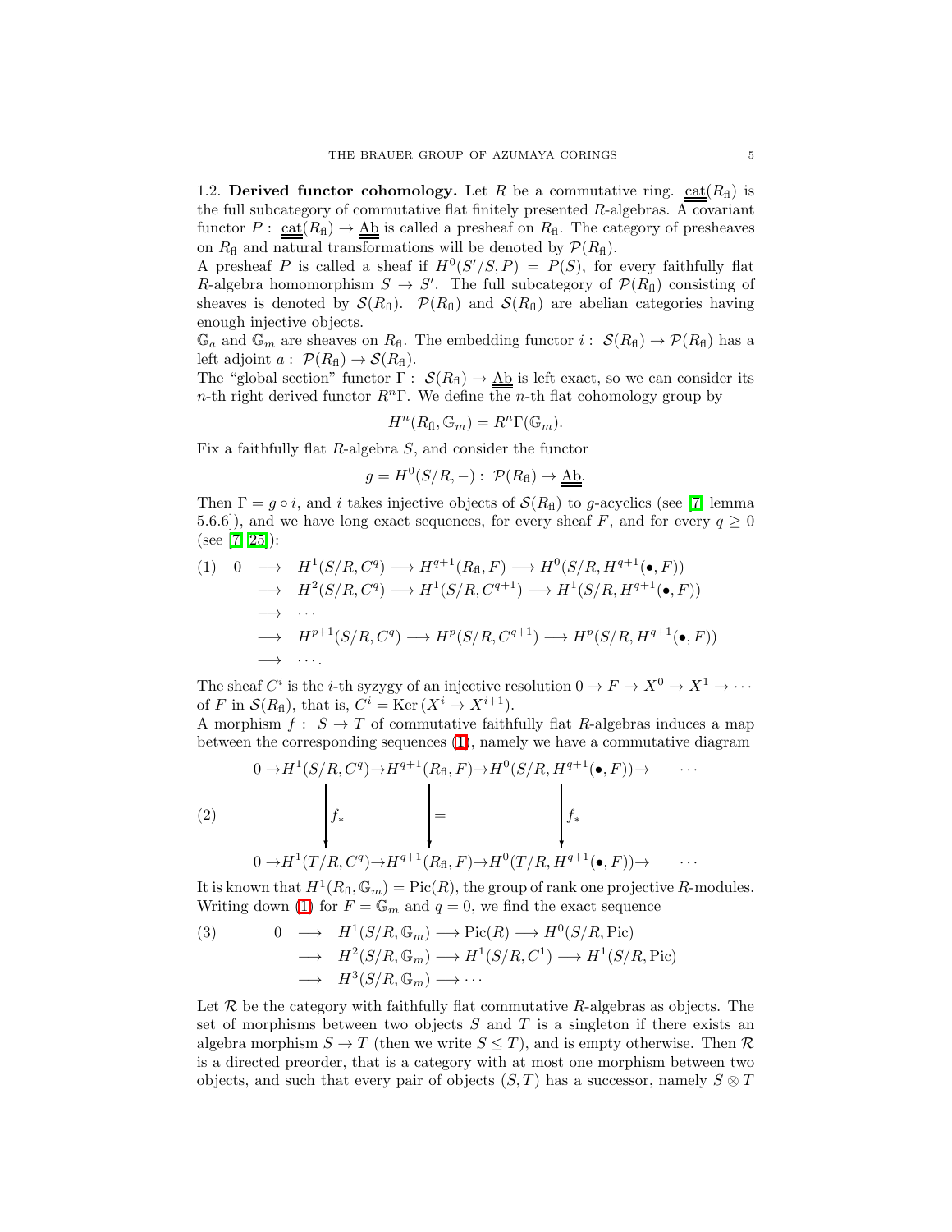1.2. **Derived functor cohomology.** Let $R$ be a commutative ring. $\underline{\underline{\mathrm{cat}}}(R_{\mathrm{fl}})$ is the full subcategory of commutative flat finitely presented $R$-algebras. A covariant functor $P:\ \underline{\underline{\mathrm{cat}}}(R_{\mathrm{fl}}) \to \underline{\underline{\mathrm{Ab}}}$ is called a presheaf on $R_{\mathrm{fl}}$. The category of presheaves on $R_{\mathrm{fl}}$ and natural transformations will be denoted by $\mathcal{P}(R_{\mathrm{fl}})$.

A presheaf $P$ is called a sheaf if $H^0(S'/S, P) = P(S)$, for every faithfully flat $R$-algebra homomorphism $S \to S'$. The full subcategory of $\mathcal{P}(R_{\mathrm{fl}})$ consisting of sheaves is denoted by $\mathcal{S}(R_{\mathrm{fl}})$. $\mathcal{P}(R_{\mathrm{fl}})$ and $\mathcal{S}(R_{\mathrm{fl}})$ are abelian categories having enough injective objects.

$\mathbb{G}_a$ and $\mathbb{G}_m$ are sheaves on $R_{\mathrm{fl}}$. The embedding functor $i:\ \mathcal{S}(R_{\mathrm{fl}}) \to \mathcal{P}(R_{\mathrm{fl}})$ has a left adjoint $a:\ \mathcal{P}(R_{\mathrm{fl}}) \to \mathcal{S}(R_{\mathrm{fl}})$.

The "global section" functor $\Gamma:\ \mathcal{S}(R_{\mathrm{fl}}) \to \underline{\underline{\mathrm{Ab}}}$ is left exact, so we can consider its $n$-th right derived functor $R^n\Gamma$. We define the $n$-th flat cohomology group by

$$H^n(R_{\mathrm{fl}}, \mathbb{G}_m) = R^n\Gamma(\mathbb{G}_m).$$

Fix a faithfully flat $R$-algebra $S$, and consider the functor

$$g = H^0(S/R, -):\ \mathcal{P}(R_{\mathrm{fl}}) \to \underline{\underline{\mathrm{Ab}}}.$$

Then $\Gamma = g \circ i$, and $i$ takes injective objects of $\mathcal{S}(R_{\mathrm{fl}})$ to $g$-acyclics (see [7, lemma 5.6.6]), and we have long exact sequences, for every sheaf $F$, and for every $q \geq 0$ (see [7, 25]):

$$
\begin{array}{rll}
(1)\quad 0 & \longrightarrow & H^1(S/R, C^q) \longrightarrow H^{q+1}(R_{\mathrm{fl}}, F) \longrightarrow H^0(S/R, H^{q+1}(\bullet, F)) \\
& \longrightarrow & H^2(S/R, C^q) \longrightarrow H^1(S/R, C^{q+1}) \longrightarrow H^1(S/R, H^{q+1}(\bullet, F)) \\
& \longrightarrow & \cdots \\
& \longrightarrow & H^{p+1}(S/R, C^q) \longrightarrow H^p(S/R, C^{q+1}) \longrightarrow H^p(S/R, H^{q+1}(\bullet, F)) \\
& \longrightarrow & \cdots .
\end{array}
$$

The sheaf $C^i$ is the $i$-th syzygy of an injective resolution $0 \to F \to X^0 \to X^1 \to \cdots$ of $F$ in $\mathcal{S}(R_{\mathrm{fl}})$, that is, $C^i = \mathrm{Ker}\,(X^i \to X^{i+1})$.

A morphism $f:\ S \to T$ of commutative faithfully flat $R$-algebras induces a map between the corresponding sequences (1), namely we have a commutative diagram

$$
(2)\qquad
\begin{array}{ccccccc}
0 \to & H^1(S/R, C^q) & \to & H^{q+1}(R_{\mathrm{fl}}, F) & \to & H^0(S/R, H^{q+1}(\bullet, F)) & \to \cdots \\
& \downarrow f_* & & \downarrow = & & \downarrow f_* & \\
0 \to & H^1(T/R, C^q) & \to & H^{q+1}(R_{\mathrm{fl}}, F) & \to & H^0(T/R, H^{q+1}(\bullet, F)) & \to \cdots
\end{array}
$$

It is known that $H^1(R_{\mathrm{fl}}, \mathbb{G}_m) = \mathrm{Pic}(R)$, the group of rank one projective $R$-modules. Writing down (1) for $F = \mathbb{G}_m$ and $q = 0$, we find the exact sequence

$$
\begin{array}{rll}
(3)\qquad 0 & \longrightarrow & H^1(S/R, \mathbb{G}_m) \longrightarrow \mathrm{Pic}(R) \longrightarrow H^0(S/R, \mathrm{Pic}) \\
& \longrightarrow & H^2(S/R, \mathbb{G}_m) \longrightarrow H^1(S/R, C^1) \longrightarrow H^1(S/R, \mathrm{Pic}) \\
& \longrightarrow & H^3(S/R, \mathbb{G}_m) \longrightarrow \cdots
\end{array}
$$

Let $\mathcal{R}$ be the category with faithfully flat commutative $R$-algebras as objects. The set of morphisms between two objects $S$ and $T$ is a singleton if there exists an algebra morphism $S \to T$ (then we write $S \leq T$), and is empty otherwise. Then $\mathcal{R}$ is a directed preorder, that is a category with at most one morphism between two objects, and such that every pair of objects $(S, T)$ has a successor, namely $S \otimes T$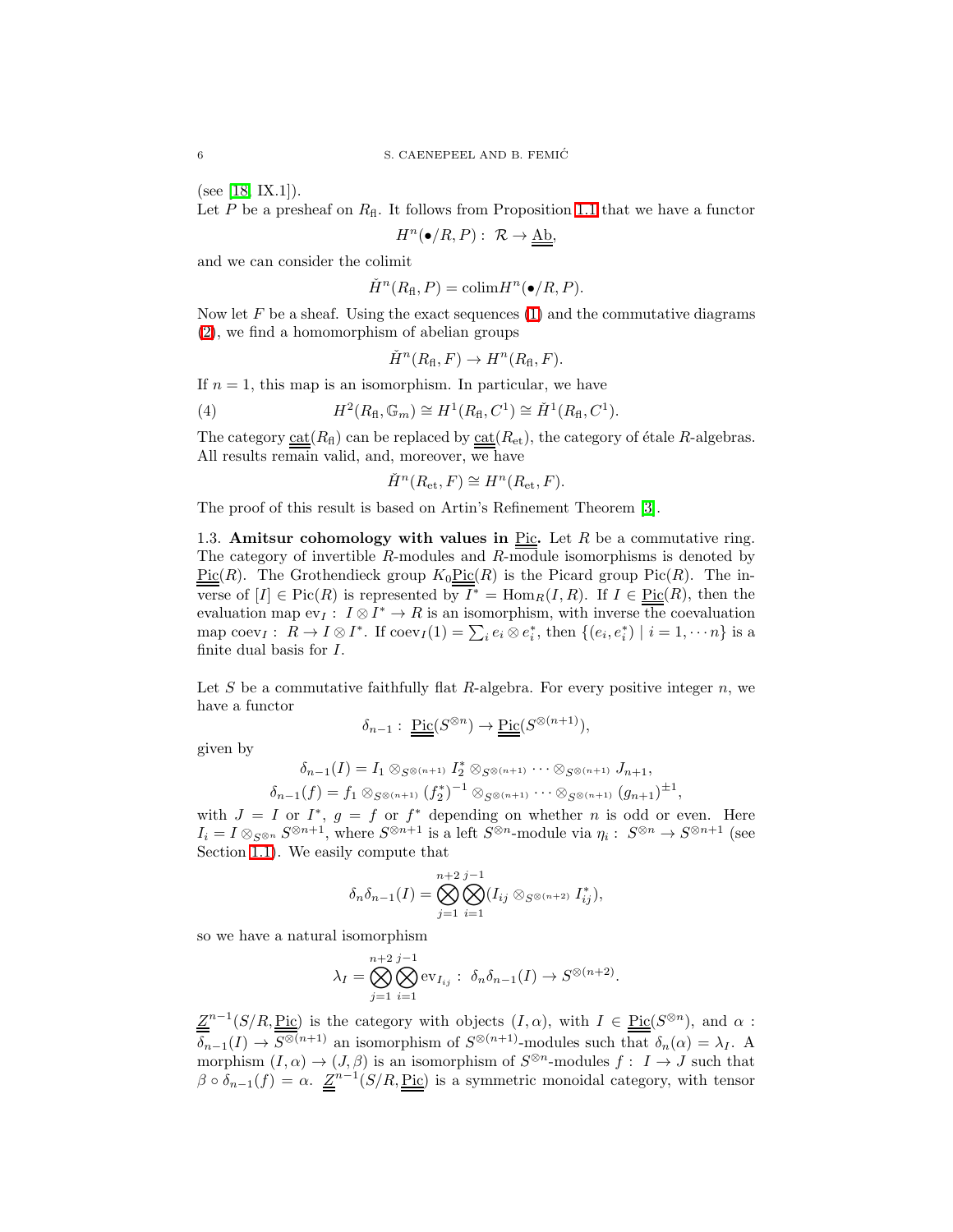(see [18, IX.1]).

Let $P$ be a presheaf on $R_{\text{fl}}$. It follows from Proposition 1.1 that we have a functor

$$H^n(\bullet/R, P) : \ \mathcal{R} \to \underline{\underline{\text{Ab}}},$$

and we can consider the colimit

$$\check{H}^n(R_{\text{fl}}, P) = \text{colim} H^n(\bullet/R, P).$$

Now let $F$ be a sheaf. Using the exact sequences (1) and the commutative diagrams (2), we find a homomorphism of abelian groups

$$\check{H}^n(R_{\text{fl}}, F) \to H^n(R_{\text{fl}}, F).$$

If $n = 1$, this map is an isomorphism. In particular, we have

$$H^2(R_{\text{fl}}, \mathbb{G}_m) \cong H^1(R_{\text{fl}}, C^1) \cong \check{H}^1(R_{\text{fl}}, C^1). \tag{4}$$

The category $\underline{\underline{\text{cat}}}(R_{\text{fl}})$ can be replaced by $\underline{\underline{\text{cat}}}(R_{\text{et}})$, the category of étale $R$-algebras. All results remain valid, and, moreover, we have

$$\check{H}^n(R_{\text{et}}, F) \cong H^n(R_{\text{et}}, F).$$

The proof of this result is based on Artin's Refinement Theorem [3].

1.3. **Amitsur cohomology with values in $\underline{\underline{\text{Pic}}}$.** Let $R$ be a commutative ring. The category of invertible $R$-modules and $R$-module isomorphisms is denoted by $\underline{\underline{\text{Pic}}}(R)$. The Grothendieck group $K_0\underline{\underline{\text{Pic}}}(R)$ is the Picard group $\text{Pic}(R)$. The inverse of $[I] \in \text{Pic}(R)$ is represented by $I^* = \text{Hom}_R(I, R)$. If $I \in \underline{\underline{\text{Pic}}}(R)$, then the evaluation map $\text{ev}_I : \ I \otimes I^* \to R$ is an isomorphism, with inverse the coevaluation map $\text{coev}_I : \ R \to I \otimes I^*$. If $\text{coev}_I(1) = \sum_i e_i \otimes e_i^*$, then $\{(e_i, e_i^*) \mid i = 1, \cdots n\}$ is a finite dual basis for $I$.

Let $S$ be a commutative faithfully flat $R$-algebra. For every positive integer $n$, we have a functor

$$\delta_{n-1} : \ \underline{\underline{\text{Pic}}}(S^{\otimes n}) \to \underline{\underline{\text{Pic}}}(S^{\otimes (n+1)}),$$

given by

$$\delta_{n-1}(I) = I_1 \otimes_{S^{\otimes (n+1)}} I_2^* \otimes_{S^{\otimes (n+1)}} \cdots \otimes_{S^{\otimes (n+1)}} J_{n+1},$$
$$\delta_{n-1}(f) = f_1 \otimes_{S^{\otimes (n+1)}} (f_2^*)^{-1} \otimes_{S^{\otimes (n+1)}} \cdots \otimes_{S^{\otimes (n+1)}} (g_{n+1})^{\pm 1},$$

with $J = I$ or $I^*$, $g = f$ or $f^*$ depending on whether $n$ is odd or even. Here $I_i = I \otimes_{S^{\otimes n}} S^{\otimes n+1}$, where $S^{\otimes n+1}$ is a left $S^{\otimes n}$-module via $\eta_i : \ S^{\otimes n} \to S^{\otimes n+1}$ (see Section 1.1). We easily compute that

$$\delta_n \delta_{n-1}(I) = \bigotimes_{j=1}^{n+2} \bigotimes_{i=1}^{j-1} (I_{ij} \otimes_{S^{\otimes (n+2)}} I_{ij}^*),$$

so we have a natural isomorphism

$$\lambda_I = \bigotimes_{j=1}^{n+2} \bigotimes_{i=1}^{j-1} \text{ev}_{I_{ij}} : \ \delta_n \delta_{n-1}(I) \to S^{\otimes (n+2)}.$$

$\underline{\underline{Z}}^{n-1}(S/R, \underline{\underline{\text{Pic}}})$ is the category with objects $(I, \alpha)$, with $I \in \underline{\underline{\text{Pic}}}(S^{\otimes n})$, and $\alpha$ : $\delta_{n-1}(I) \to S^{\otimes (n+1)}$ an isomorphism of $S^{\otimes (n+1)}$-modules such that $\delta_n(\alpha) = \lambda_I$. A morphism $(I, \alpha) \to (J, \beta)$ is an isomorphism of $S^{\otimes n}$-modules $f : \ I \to J$ such that $\beta \circ \delta_{n-1}(f) = \alpha$. $\underline{\underline{Z}}^{n-1}(S/R, \underline{\underline{\text{Pic}}})$ is a symmetric monoidal category, with tensor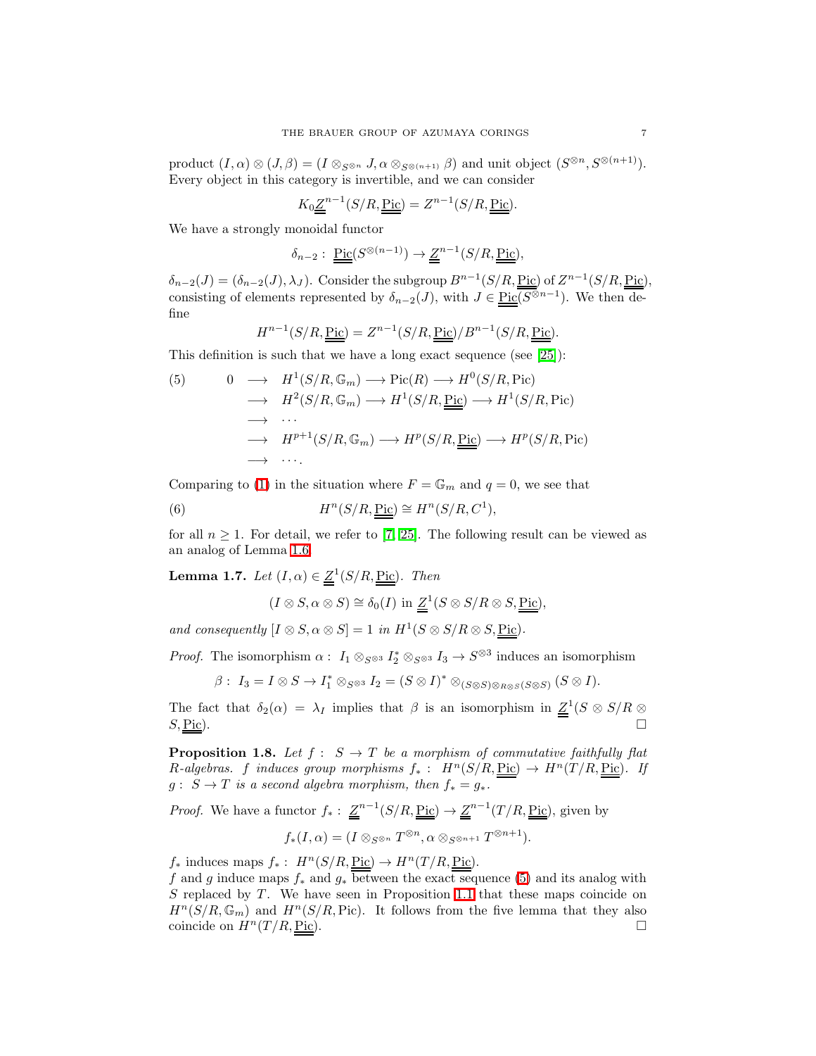product $(I,\alpha)\otimes(J,\beta)=(I\otimes_{S^{\otimes n}}J,\alpha\otimes_{S^{\otimes(n+1)}}\beta)$ and unit object $(S^{\otimes n},S^{\otimes(n+1)})$. Every object in this category is invertible, and we can consider

$$K_0\underline{\underline{Z}}^{n-1}(S/R,\underline{\underline{\mathrm{Pic}}})=Z^{n-1}(S/R,\underline{\underline{\mathrm{Pic}}}).$$

We have a strongly monoidal functor

$$\delta_{n-2}:\ \underline{\underline{\mathrm{Pic}}}(S^{\otimes(n-1)})\to\underline{\underline{Z}}^{n-1}(S/R,\underline{\underline{\mathrm{Pic}}}),$$

$\delta_{n-2}(J)=(\delta_{n-2}(J),\lambda_J)$. Consider the subgroup $B^{n-1}(S/R,\underline{\underline{\mathrm{Pic}}})$ of $Z^{n-1}(S/R,\underline{\underline{\mathrm{Pic}}})$, consisting of elements represented by $\delta_{n-2}(J)$, with $J\in\underline{\underline{\mathrm{Pic}}}(S^{\otimes n-1})$. We then define

$$H^{n-1}(S/R,\underline{\underline{\mathrm{Pic}}})=Z^{n-1}(S/R,\underline{\underline{\mathrm{Pic}}})/B^{n-1}(S/R,\underline{\underline{\mathrm{Pic}}}).$$

This definition is such that we have a long exact sequence (see [25]):

$$\begin{array}{lll}
(5)\qquad 0 & \longrightarrow & H^1(S/R,\mathbb{G}_m)\longrightarrow \mathrm{Pic}(R)\longrightarrow H^0(S/R,\mathrm{Pic})\\
& \longrightarrow & H^2(S/R,\mathbb{G}_m)\longrightarrow H^1(S/R,\underline{\underline{\mathrm{Pic}}})\longrightarrow H^1(S/R,\mathrm{Pic})\\
& \longrightarrow & \cdots\\
& \longrightarrow & H^{p+1}(S/R,\mathbb{G}_m)\longrightarrow H^p(S/R,\underline{\underline{\mathrm{Pic}}})\longrightarrow H^p(S/R,\mathrm{Pic})\\
& \longrightarrow & \cdots.
\end{array}$$

Comparing to (1) in the situation where $F=\mathbb{G}_m$ and $q=0$, we see that

$$H^n(S/R,\underline{\underline{\mathrm{Pic}}})\cong H^n(S/R,C^1), \qquad (6)$$

for all $n\geq 1$. For detail, we refer to [7, 25]. The following result can be viewed as an analog of Lemma 1.6.

**Lemma 1.7.** *Let $(I,\alpha)\in\underline{\underline{Z}}^1(S/R,\underline{\underline{\mathrm{Pic}}})$. Then*

$$(I\otimes S,\alpha\otimes S)\cong\delta_0(I)\ \text{in}\ \underline{\underline{Z}}^1(S\otimes S/R\otimes S,\underline{\underline{\mathrm{Pic}}}),$$

*and consequently $[I\otimes S,\alpha\otimes S]=1$ in $H^1(S\otimes S/R\otimes S,\underline{\underline{\mathrm{Pic}}})$.*

*Proof.* The isomorphism $\alpha:\ I_1\otimes_{S^{\otimes 3}}I_2^*\otimes_{S^{\otimes 3}}I_3\to S^{\otimes 3}$ induces an isomorphism

$$\beta:\ I_3=I\otimes S\to I_1^*\otimes_{S^{\otimes 3}}I_2=(S\otimes I)^*\otimes_{(S\otimes S)\otimes_{R\otimes S}(S\otimes S)}(S\otimes I).$$

The fact that $\delta_2(\alpha)=\lambda_I$ implies that $\beta$ is an isomorphism in $\underline{\underline{Z}}^1(S\otimes S/R\otimes S,\underline{\underline{\mathrm{Pic}}})$. □

**Proposition 1.8.** *Let $f:\ S\to T$ be a morphism of commutative faithfully flat $R$-algebras. $f$ induces group morphisms $f_*:\ H^n(S/R,\underline{\underline{\mathrm{Pic}}})\to H^n(T/R,\underline{\underline{\mathrm{Pic}}})$. If $g:\ S\to T$ is a second algebra morphism, then $f_*=g_*$.*

*Proof.* We have a functor $f_*:\ \underline{\underline{Z}}^{n-1}(S/R,\underline{\underline{\mathrm{Pic}}})\to\underline{\underline{Z}}^{n-1}(T/R,\underline{\underline{\mathrm{Pic}}})$, given by

$$f_*(I,\alpha)=(I\otimes_{S^{\otimes n}}T^{\otimes n},\alpha\otimes_{S^{\otimes n+1}}T^{\otimes n+1}).$$

$f_*$ induces maps $f_*:\ H^n(S/R,\underline{\underline{\mathrm{Pic}}})\to H^n(T/R,\underline{\underline{\mathrm{Pic}}})$.
$f$ and $g$ induce maps $f_*$ and $g_*$ between the exact sequence (5) and its analog with $S$ replaced by $T$. We have seen in Proposition 1.1 that these maps coincide on $H^n(S/R,\mathbb{G}_m)$ and $H^n(S/R,\mathrm{Pic})$. It follows from the five lemma that they also coincide on $H^n(T/R,\underline{\underline{\mathrm{Pic}}})$. □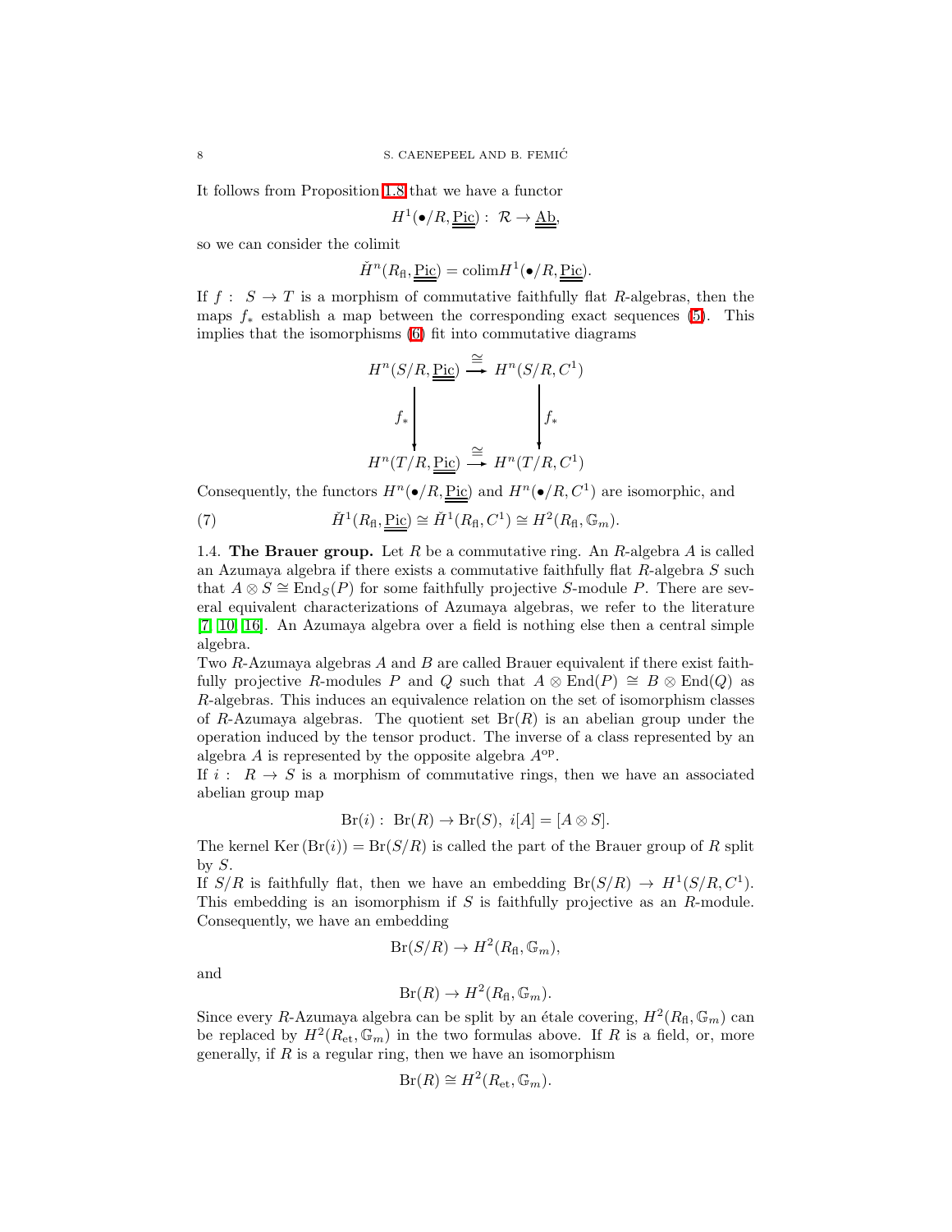It follows from Proposition 1.8 that we have a functor

$$H^1(\bullet/R, \underline{\underline{\mathrm{Pic}}}) :\ \mathcal{R} \to \underline{\underline{\mathrm{Ab}}},$$

so we can consider the colimit

$$\check{H}^n(R_{\mathrm{fl}}, \underline{\underline{\mathrm{Pic}}}) = \mathrm{colim} H^1(\bullet/R, \underline{\underline{\mathrm{Pic}}}).$$

If $f :\ S \to T$ is a morphism of commutative faithfully flat $R$-algebras, then the maps $f_*$ establish a map between the corresponding exact sequences (5). This implies that the isomorphisms (6) fit into commutative diagrams

$$\begin{array}{ccc}
H^n(S/R, \underline{\mathrm{Pic}}) & \xrightarrow{\cong} & H^n(S/R, C^1) \\
\downarrow f_* & & \downarrow f_* \\
H^n(T/R, \underline{\mathrm{Pic}}) & \xrightarrow{\cong} & H^n(T/R, C^1)
\end{array}$$

Consequently, the functors $H^n(\bullet/R, \underline{\mathrm{Pic}})$ and $H^n(\bullet/R, C^1)$ are isomorphic, and

$$\check{H}^1(R_{\mathrm{fl}}, \underline{\underline{\mathrm{Pic}}}) \cong \check{H}^1(R_{\mathrm{fl}}, C^1) \cong H^2(R_{\mathrm{fl}}, \mathbb{G}_m). \tag{7}$$

**1.4. The Brauer group.** Let $R$ be a commutative ring. An $R$-algebra $A$ is called an Azumaya algebra if there exists a commutative faithfully flat $R$-algebra $S$ such that $A \otimes S \cong \mathrm{End}_S(P)$ for some faithfully projective $S$-module $P$. There are several equivalent characterizations of Azumaya algebras, we refer to the literature [7, 10, 16]. An Azumaya algebra over a field is nothing else then a central simple algebra.

Two $R$-Azumaya algebras $A$ and $B$ are called Brauer equivalent if there exist faithfully projective $R$-modules $P$ and $Q$ such that $A \otimes \mathrm{End}(P) \cong B \otimes \mathrm{End}(Q)$ as $R$-algebras. This induces an equivalence relation on the set of isomorphism classes of $R$-Azumaya algebras. The quotient set $\mathrm{Br}(R)$ is an abelian group under the operation induced by the tensor product. The inverse of a class represented by an algebra $A$ is represented by the opposite algebra $A^{\mathrm{op}}$.

If $i :\ R \to S$ is a morphism of commutative rings, then we have an associated abelian group map

$$\mathrm{Br}(i) :\ \mathrm{Br}(R) \to \mathrm{Br}(S),\ i[A] = [A \otimes S].$$

The kernel $\mathrm{Ker}\,(\mathrm{Br}(i)) = \mathrm{Br}(S/R)$ is called the part of the Brauer group of $R$ split by $S$.

If $S/R$ is faithfully flat, then we have an embedding $\mathrm{Br}(S/R) \to H^1(S/R, C^1)$. This embedding is an isomorphism if $S$ is faithfully projective as an $R$-module. Consequently, we have an embedding

$$\mathrm{Br}(S/R) \to H^2(R_{\mathrm{fl}}, \mathbb{G}_m),$$

and

$$\mathrm{Br}(R) \to H^2(R_{\mathrm{fl}}, \mathbb{G}_m).$$

Since every $R$-Azumaya algebra can be split by an étale covering, $H^2(R_{\mathrm{fl}}, \mathbb{G}_m)$ can be replaced by $H^2(R_{\mathrm{et}}, \mathbb{G}_m)$ in the two formulas above. If $R$ is a field, or, more generally, if $R$ is a regular ring, then we have an isomorphism

$$\mathrm{Br}(R) \cong H^2(R_{\mathrm{et}}, \mathbb{G}_m).$$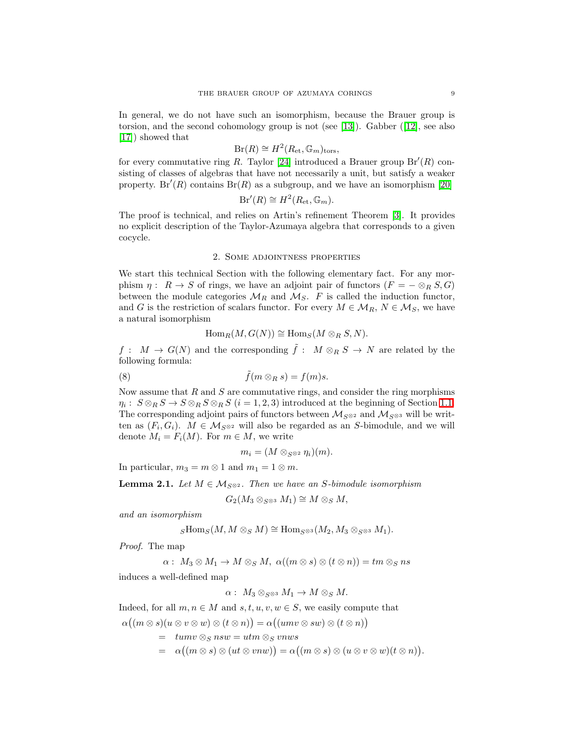In general, we do not have such an isomorphism, because the Brauer group is torsion, and the second cohomology group is not (see [13]). Gabber ([12], see also [17]) showed that

$$\mathrm{Br}(R) \cong H^2(R_{\mathrm{et}}, \mathbb{G}_m)_{\mathrm{tors}},$$

for every commutative ring $R$. Taylor [24] introduced a Brauer group $\mathrm{Br}'(R)$ consisting of classes of algebras that have not necessarily a unit, but satisfy a weaker property. $\mathrm{Br}'(R)$ contains $\mathrm{Br}(R)$ as a subgroup, and we have an isomorphism [20]

$$\mathrm{Br}'(R) \cong H^2(R_{\mathrm{et}}, \mathbb{G}_m).$$

The proof is technical, and relies on Artin's refinement Theorem [3]. It provides no explicit description of the Taylor-Azumaya algebra that corresponds to a given cocycle.

## 2. Some adjointness properties

We start this technical Section with the following elementary fact. For any morphism $\eta: R \to S$ of rings, we have an adjoint pair of functors $(F = - \otimes_R S, G)$ between the module categories $\mathcal{M}_R$ and $\mathcal{M}_S$. $F$ is called the induction functor, and $G$ is the restriction of scalars functor. For every $M \in \mathcal{M}_R$, $N \in \mathcal{M}_S$, we have a natural isomorphism

$$\mathrm{Hom}_R(M, G(N)) \cong \mathrm{Hom}_S(M \otimes_R S, N).$$

$f: M \to G(N)$ and the corresponding $\tilde{f}: M \otimes_R S \to N$ are related by the following formula:

$$\tilde{f}(m \otimes_R s) = f(m)s. \tag{8}$$

Now assume that $R$ and $S$ are commutative rings, and consider the ring morphisms $\eta_i: S \otimes_R S \to S \otimes_R S \otimes_R S$ $(i = 1, 2, 3)$ introduced at the beginning of Section 1.1. The corresponding adjoint pairs of functors between $\mathcal{M}_{S^{\otimes 2}}$ and $\mathcal{M}_{S^{\otimes 3}}$ will be written as $(F_i, G_i)$. $M \in \mathcal{M}_{S^{\otimes 2}}$ will also be regarded as an $S$-bimodule, and we will denote $M_i = F_i(M)$. For $m \in M$, we write

$$m_i = (M \otimes_{S^{\otimes 2}} \eta_i)(m).$$

In particular, $m_3 = m \otimes 1$ and $m_1 = 1 \otimes m$.

**Lemma 2.1.** *Let $M \in \mathcal{M}_{S^{\otimes 2}}$. Then we have an $S$-bimodule isomorphism*

$$G_2(M_3 \otimes_{S^{\otimes 3}} M_1) \cong M \otimes_S M,$$

*and an isomorphism*

$${}_S\mathrm{Hom}_S(M, M \otimes_S M) \cong \mathrm{Hom}_{S^{\otimes 3}}(M_2, M_3 \otimes_{S^{\otimes 3}} M_1).$$

*Proof.* The map

$$\alpha: M_3 \otimes M_1 \to M \otimes_S M,\ \alpha((m \otimes s) \otimes (t \otimes n)) = tm \otimes_S ns$$

induces a well-defined map

$$\alpha: M_3 \otimes_{S^{\otimes 3}} M_1 \to M \otimes_S M.$$

Indeed, for all $m, n \in M$ and $s, t, u, v, w \in S$, we easily compute that

$$\begin{aligned}
\alpha\big((m \otimes s)(u \otimes v \otimes w) \otimes (t \otimes n)\big) &= \alpha\big((umv \otimes sw) \otimes (t \otimes n)\big) \\
&= tumv \otimes_S nsw = utm \otimes_S vnws \\
&= \alpha\big((m \otimes s) \otimes (ut \otimes vnw)\big) = \alpha\big((m \otimes s) \otimes (u \otimes v \otimes w)(t \otimes n)\big).
\end{aligned}$$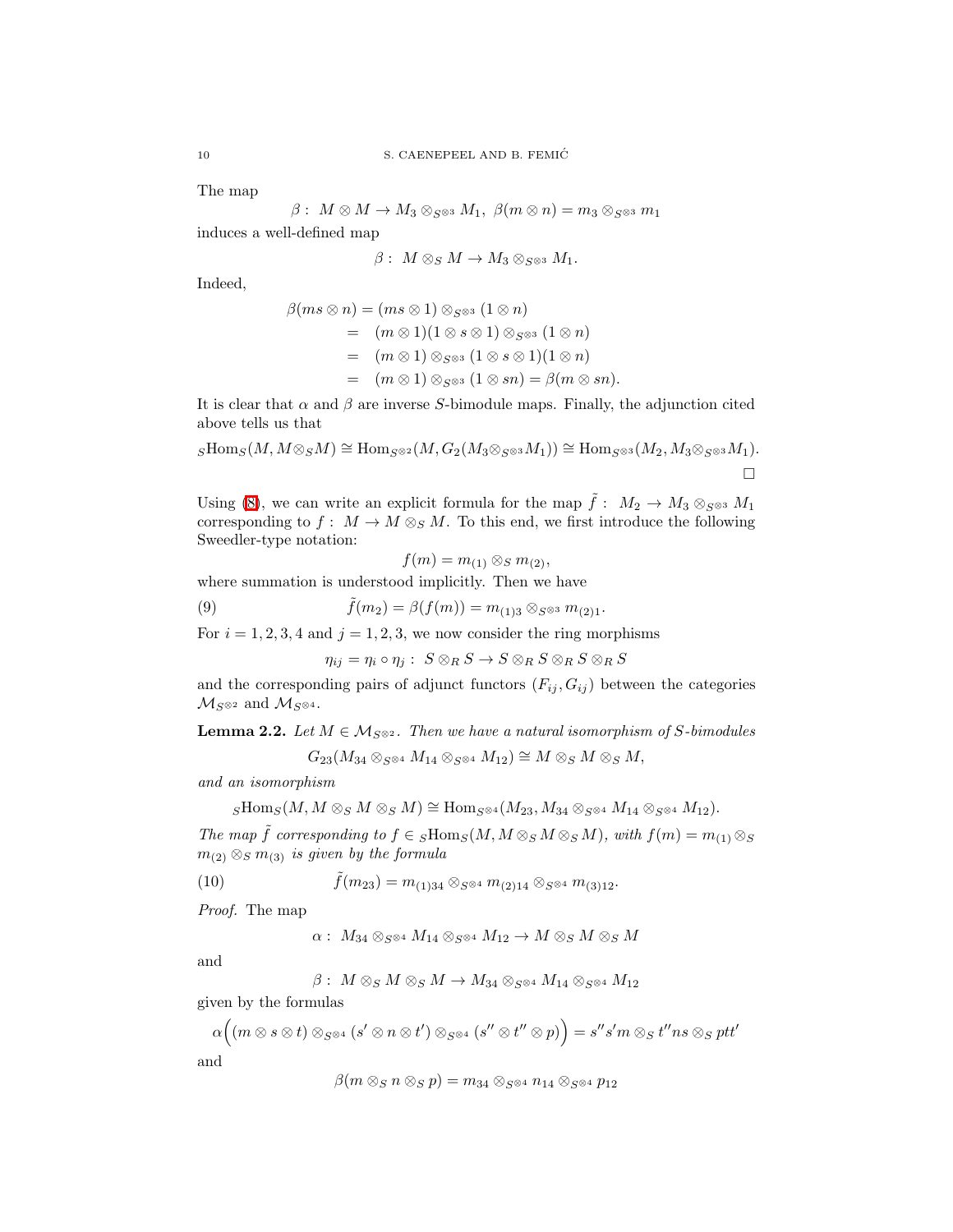The map

$$\beta: \ M \otimes M \to M_3 \otimes_{S^{\otimes 3}} M_1, \ \beta(m \otimes n) = m_3 \otimes_{S^{\otimes 3}} m_1$$

induces a well-defined map

$$\beta: \ M \otimes_S M \to M_3 \otimes_{S^{\otimes 3}} M_1.$$

Indeed,

$$\begin{aligned}
\beta(ms \otimes n) &= (ms \otimes 1) \otimes_{S^{\otimes 3}} (1 \otimes n) \\
&= (m \otimes 1)(1 \otimes s \otimes 1) \otimes_{S^{\otimes 3}} (1 \otimes n) \\
&= (m \otimes 1) \otimes_{S^{\otimes 3}} (1 \otimes s \otimes 1)(1 \otimes n) \\
&= (m \otimes 1) \otimes_{S^{\otimes 3}} (1 \otimes sn) = \beta(m \otimes sn).
\end{aligned}$$

It is clear that $\alpha$ and $\beta$ are inverse $S$-bimodule maps. Finally, the adjunction cited above tells us that

$${}_S\mathrm{Hom}_S(M, M \otimes_S M) \cong \mathrm{Hom}_{S^{\otimes 2}}(M, G_2(M_3 \otimes_{S^{\otimes 3}} M_1)) \cong \mathrm{Hom}_{S^{\otimes 3}}(M_2, M_3 \otimes_{S^{\otimes 3}} M_1).$$

$\square$

Using (8), we can write an explicit formula for the map $\tilde{f}: \ M_2 \to M_3 \otimes_{S^{\otimes 3}} M_1$ corresponding to $f: \ M \to M \otimes_S M$. To this end, we first introduce the following Sweedler-type notation:

$$f(m) = m_{(1)} \otimes_S m_{(2)},$$

where summation is understood implicitly. Then we have

$$\tilde{f}(m_2) = \beta(f(m)) = m_{(1)3} \otimes_{S^{\otimes 3}} m_{(2)1}. \tag{9}$$

For $i = 1, 2, 3, 4$ and $j = 1, 2, 3$, we now consider the ring morphisms

$$\eta_{ij} = \eta_i \circ \eta_j : \ S \otimes_R S \to S \otimes_R S \otimes_R S \otimes_R S$$

and the corresponding pairs of adjunct functors $(F_{ij}, G_{ij})$ between the categories $\mathcal{M}_{S^{\otimes 2}}$ and $\mathcal{M}_{S^{\otimes 4}}$.

**Lemma 2.2.** *Let $M \in \mathcal{M}_{S^{\otimes 2}}$. Then we have a natural isomorphism of $S$-bimodules*

$$G_{23}(M_{34} \otimes_{S^{\otimes 4}} M_{14} \otimes_{S^{\otimes 4}} M_{12}) \cong M \otimes_S M \otimes_S M,$$

*and an isomorphism*

$${}_S\mathrm{Hom}_S(M, M \otimes_S M \otimes_S M) \cong \mathrm{Hom}_{S^{\otimes 4}}(M_{23}, M_{34} \otimes_{S^{\otimes 4}} M_{14} \otimes_{S^{\otimes 4}} M_{12}).$$

*The map $\tilde{f}$ corresponding to $f \in {}_S\mathrm{Hom}_S(M, M \otimes_S M \otimes_S M)$, with $f(m) = m_{(1)} \otimes_S m_{(2)} \otimes_S m_{(3)}$ is given by the formula*

$$\tilde{f}(m_{23}) = m_{(1)34} \otimes_{S^{\otimes 4}} m_{(2)14} \otimes_{S^{\otimes 4}} m_{(3)12}. \tag{10}$$

*Proof.* The map

$$\alpha: \ M_{34} \otimes_{S^{\otimes 4}} M_{14} \otimes_{S^{\otimes 4}} M_{12} \to M \otimes_S M \otimes_S M$$

and

$$\beta: \ M \otimes_S M \otimes_S M \to M_{34} \otimes_{S^{\otimes 4}} M_{14} \otimes_{S^{\otimes 4}} M_{12}$$

given by the formulas

$$\alpha\Big((m \otimes s \otimes t) \otimes_{S^{\otimes 4}} (s' \otimes n \otimes t') \otimes_{S^{\otimes 4}} (s'' \otimes t'' \otimes p)\Big) = s''s'm \otimes_S t''ns \otimes_S ptt'$$

and

$$\beta(m \otimes_S n \otimes_S p) = m_{34} \otimes_{S^{\otimes 4}} n_{14} \otimes_{S^{\otimes 4}} p_{12}$$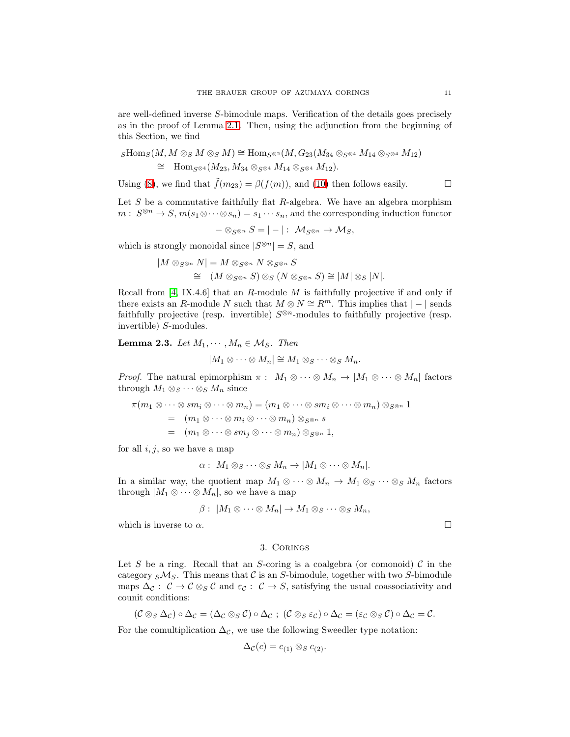are well-defined inverse $S$-bimodule maps. Verification of the details goes precisely as in the proof of Lemma 2.1. Then, using the adjunction from the beginning of this Section, we find

$$
\begin{aligned}
{}_S\mathrm{Hom}_S(M, M\otimes_S M\otimes_S M) &\cong \mathrm{Hom}_{S^{\otimes 2}}(M, G_{23}(M_{34}\otimes_{S^{\otimes 4}} M_{14}\otimes_{S^{\otimes 4}} M_{12})\\
&\cong \mathrm{Hom}_{S^{\otimes 4}}(M_{23}, M_{34}\otimes_{S^{\otimes 4}} M_{14}\otimes_{S^{\otimes 4}} M_{12}).
\end{aligned}
$$

Using (8), we find that $\tilde{f}(m_{23}) = \beta(f(m))$, and (10) then follows easily. $\square$

Let $S$ be a commutative faithfully flat $R$-algebra. We have an algebra morphism $m:\ S^{\otimes n}\to S$, $m(s_1\otimes\cdots\otimes s_n) = s_1\cdots s_n$, and the corresponding induction functor

$$
-\otimes_{S^{\otimes n}} S = |-|:\ \mathcal{M}_{S^{\otimes n}}\to \mathcal{M}_S,
$$

which is strongly monoidal since $|S^{\otimes n}| = S$, and

$$
\begin{aligned}
|M\otimes_{S^{\otimes n}} N| &= M\otimes_{S^{\otimes n}} N\otimes_{S^{\otimes n}} S\\
&\cong (M\otimes_{S^{\otimes n}} S)\otimes_S (N\otimes_{S^{\otimes n}} S)\cong |M|\otimes_S |N|.
\end{aligned}
$$

Recall from [4, IX.4.6] that an $R$-module $M$ is faithfully projective if and only if there exists an $R$-module $N$ such that $M\otimes N\cong R^m$. This implies that $|-|$ sends faithfully projective (resp. invertible) $S^{\otimes n}$-modules to faithfully projective (resp. invertible) $S$-modules.

**Lemma 2.3.** *Let $M_1,\cdots,M_n\in\mathcal{M}_S$. Then*

$$
|M_1\otimes\cdots\otimes M_n|\cong M_1\otimes_S\cdots\otimes_S M_n.
$$

*Proof.* The natural epimorphism $\pi:\ M_1\otimes\cdots\otimes M_n\to |M_1\otimes\cdots\otimes M_n|$ factors through $M_1\otimes_S\cdots\otimes_S M_n$ since

$$
\begin{aligned}
\pi(m_1\otimes\cdots\otimes sm_i\otimes\cdots\otimes m_n) &= (m_1\otimes\cdots\otimes sm_i\otimes\cdots\otimes m_n)\otimes_{S^{\otimes n}} 1\\
&= (m_1\otimes\cdots\otimes m_i\otimes\cdots\otimes m_n)\otimes_{S^{\otimes n}} s\\
&= (m_1\otimes\cdots\otimes sm_j\otimes\cdots\otimes m_n)\otimes_{S^{\otimes n}} 1,
\end{aligned}
$$

for all $i,j$, so we have a map

$$
\alpha:\ M_1\otimes_S\cdots\otimes_S M_n\to |M_1\otimes\cdots\otimes M_n|.
$$

In a similar way, the quotient map $M_1\otimes\cdots\otimes M_n\to M_1\otimes_S\cdots\otimes_S M_n$ factors through $|M_1\otimes\cdots\otimes M_n|$, so we have a map

$$
\beta:\ |M_1\otimes\cdots\otimes M_n|\to M_1\otimes_S\cdots\otimes_S M_n,
$$

which is inverse to $\alpha$. $\square$

## 3. Corings

Let $S$ be a ring. Recall that an $S$-coring is a coalgebra (or comonoid) $\mathcal{C}$ in the category ${}_S\mathcal{M}_S$. This means that $\mathcal{C}$ is an $S$-bimodule, together with two $S$-bimodule maps $\Delta_{\mathcal{C}}:\ \mathcal{C}\to\mathcal{C}\otimes_S\mathcal{C}$ and $\varepsilon_{\mathcal{C}}:\ \mathcal{C}\to S$, satisfying the usual coassociativity and counit conditions:

$$
(\mathcal{C}\otimes_S\Delta_{\mathcal{C}})\circ\Delta_{\mathcal{C}} = (\Delta_{\mathcal{C}}\otimes_S\mathcal{C})\circ\Delta_{\mathcal{C}}\ ;\ (\mathcal{C}\otimes_S\varepsilon_{\mathcal{C}})\circ\Delta_{\mathcal{C}} = (\varepsilon_{\mathcal{C}}\otimes_S\mathcal{C})\circ\Delta_{\mathcal{C}} = \mathcal{C}.
$$

For the comultiplication $\Delta_{\mathcal{C}}$, we use the following Sweedler type notation:

$$
\Delta_{\mathcal{C}}(c) = c_{(1)}\otimes_S c_{(2)}.
$$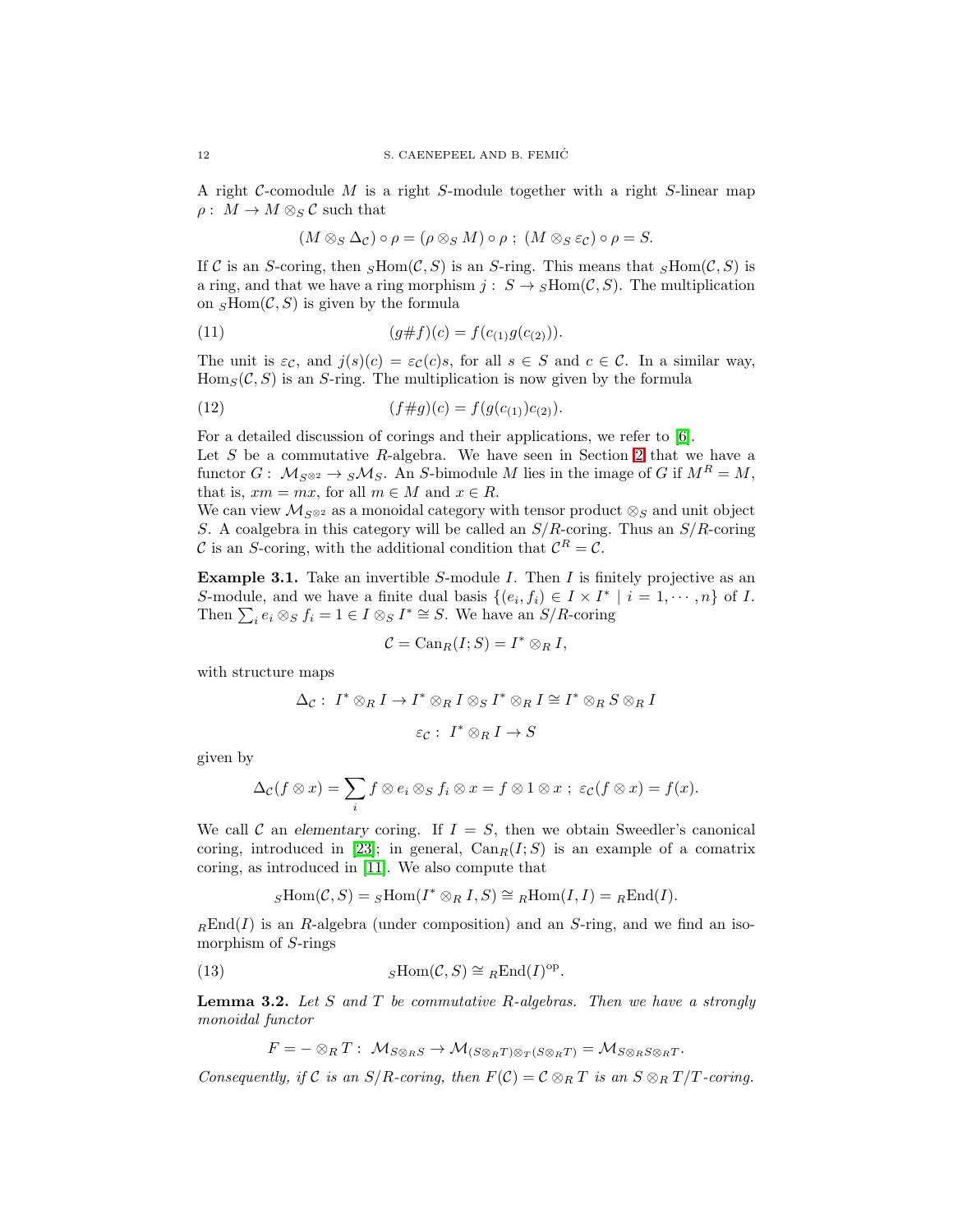A right $\mathcal{C}$-comodule $M$ is a right $S$-module together with a right $S$-linear map $\rho:\ M \to M \otimes_S \mathcal{C}$ such that

$$(M \otimes_S \Delta_{\mathcal{C}}) \circ \rho = (\rho \otimes_S M) \circ \rho\ ;\ (M \otimes_S \varepsilon_{\mathcal{C}}) \circ \rho = S.$$

If $\mathcal{C}$ is an $S$-coring, then ${}_S\mathrm{Hom}(\mathcal{C}, S)$ is an $S$-ring. This means that ${}_S\mathrm{Hom}(\mathcal{C}, S)$ is a ring, and that we have a ring morphism $j:\ S \to {}_S\mathrm{Hom}(\mathcal{C}, S)$. The multiplication on ${}_S\mathrm{Hom}(\mathcal{C}, S)$ is given by the formula

$$(g\#f)(c) = f(c_{(1)}g(c_{(2)})). \tag{11}$$

The unit is $\varepsilon_{\mathcal{C}}$, and $j(s)(c) = \varepsilon_{\mathcal{C}}(c)s$, for all $s \in S$ and $c \in \mathcal{C}$. In a similar way, $\mathrm{Hom}_S(\mathcal{C}, S)$ is an $S$-ring. The multiplication is now given by the formula

$$(f\#g)(c) = f(g(c_{(1)})c_{(2)}). \tag{12}$$

For a detailed discussion of corings and their applications, we refer to [6].

Let $S$ be a commutative $R$-algebra. We have seen in Section 2 that we have a functor $G:\ \mathcal{M}_{S^{\otimes 2}} \to {}_S\mathcal{M}_S$. An $S$-bimodule $M$ lies in the image of $G$ if $M^R = M$, that is, $xm = mx$, for all $m \in M$ and $x \in R$.

We can view $\mathcal{M}_{S^{\otimes 2}}$ as a monoidal category with tensor product $\otimes_S$ and unit object $S$. A coalgebra in this category will be called an $S/R$-coring. Thus an $S/R$-coring $\mathcal{C}$ is an $S$-coring, with the additional condition that $\mathcal{C}^R = \mathcal{C}$.

**Example 3.1.** Take an invertible $S$-module $I$. Then $I$ is finitely projective as an $S$-module, and we have a finite dual basis $\{(e_i, f_i) \in I \times I^* \mid i = 1, \cdots, n\}$ of $I$. Then $\sum_i e_i \otimes_S f_i = 1 \in I \otimes_S I^* \cong S$. We have an $S/R$-coring

$$\mathcal{C} = \mathrm{Can}_R(I; S) = I^* \otimes_R I,$$

with structure maps

$$\Delta_{\mathcal{C}}:\ I^* \otimes_R I \to I^* \otimes_R I \otimes_S I^* \otimes_R I \cong I^* \otimes_R S \otimes_R I$$

$$\varepsilon_{\mathcal{C}}:\ I^* \otimes_R I \to S$$

given by

$$\Delta_{\mathcal{C}}(f \otimes x) = \sum_i f \otimes e_i \otimes_S f_i \otimes x = f \otimes 1 \otimes x\ ;\ \varepsilon_{\mathcal{C}}(f \otimes x) = f(x).$$

We call $\mathcal{C}$ an *elementary* coring. If $I = S$, then we obtain Sweedler's canonical coring, introduced in [23]; in general, $\mathrm{Can}_R(I; S)$ is an example of a comatrix coring, as introduced in [11]. We also compute that

$${}_S\mathrm{Hom}(\mathcal{C}, S) = {}_S\mathrm{Hom}(I^* \otimes_R I, S) \cong {}_R\mathrm{Hom}(I, I) = {}_R\mathrm{End}(I).$$

${}_R\mathrm{End}(I)$ is an $R$-algebra (under composition) and an $S$-ring, and we find an isomorphism of $S$-rings

$${}_S\mathrm{Hom}(\mathcal{C}, S) \cong {}_R\mathrm{End}(I)^{\mathrm{op}}. \tag{13}$$

**Lemma 3.2.** *Let $S$ and $T$ be commutative $R$-algebras. Then we have a strongly monoidal functor*

$$F = - \otimes_R T:\ \mathcal{M}_{S \otimes_R S} \to \mathcal{M}_{(S \otimes_R T) \otimes_T (S \otimes_R T)} = \mathcal{M}_{S \otimes_R S \otimes_R T}.$$

*Consequently, if $\mathcal{C}$ is an $S/R$-coring, then $F(\mathcal{C}) = \mathcal{C} \otimes_R T$ is an $S \otimes_R T/T$-coring.*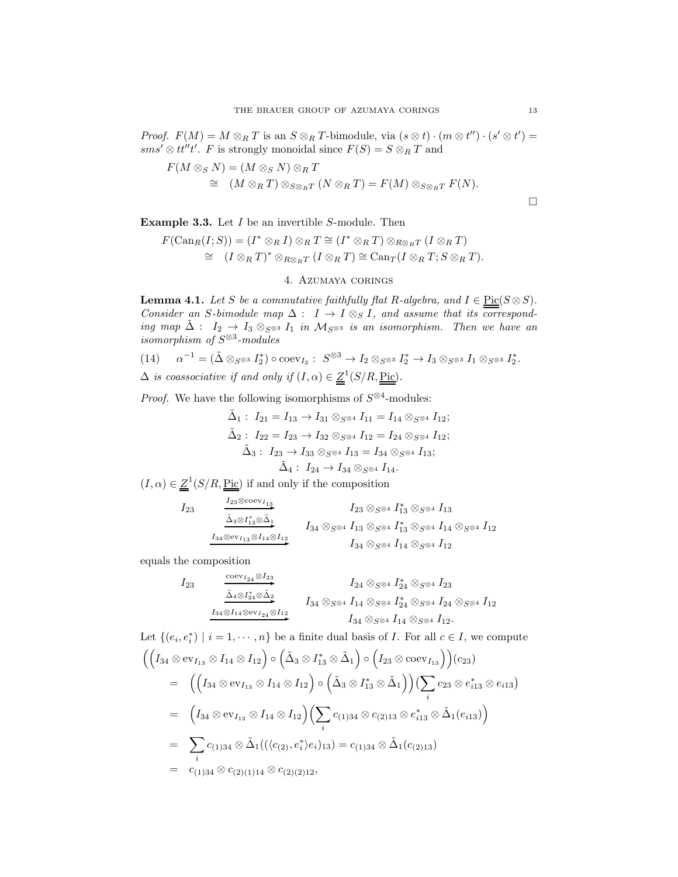*Proof.* $F(M) = M \otimes_R T$ is an $S \otimes_R T$-bimodule, via $(s \otimes t) \cdot (m \otimes t'') \cdot (s' \otimes t') = sms' \otimes tt''t'$. $F$ is strongly monoidal since $F(S) = S \otimes_R T$ and

$$
\begin{aligned}
F(M \otimes_S N) &= (M \otimes_S N) \otimes_R T \\
&\cong (M \otimes_R T) \otimes_{S \otimes_R T} (N \otimes_R T) = F(M) \otimes_{S \otimes_R T} F(N).
\end{aligned}
$$

□

**Example 3.3.** Let $I$ be an invertible $S$-module. Then

$$
\begin{aligned}
F(\mathrm{Can}_R(I; S)) &= (I^* \otimes_R I) \otimes_R T \cong (I^* \otimes_R T) \otimes_{R \otimes_R T} (I \otimes_R T) \\
&\cong (I \otimes_R T)^* \otimes_{R \otimes_R T} (I \otimes_R T) \cong \mathrm{Can}_T(I \otimes_R T; S \otimes_R T).
\end{aligned}
$$

## 4. Azumaya corings

**Lemma 4.1.** *Let $S$ be a commutative faithfully flat $R$-algebra, and $I \in \underline{\underline{\mathrm{Pic}}}(S \otimes S)$. Consider an $S$-bimodule map $\Delta : I \to I \otimes_S I$, and assume that its corresponding map $\tilde{\Delta} : I_2 \to I_3 \otimes_{S^{\otimes 3}} I_1$ in $\mathcal{M}_{S^{\otimes 3}}$ is an isomorphism. Then we have an isomorphism of $S^{\otimes 3}$-modules*

$$
(14) \qquad \alpha^{-1} = (\tilde{\Delta} \otimes_{S^{\otimes 3}} I_2^*) \circ \mathrm{coev}_{I_2} : S^{\otimes 3} \to I_2 \otimes_{S^{\otimes 3}} I_2^* \to I_3 \otimes_{S^{\otimes 3}} I_1 \otimes_{S^{\otimes 3}} I_2^*.
$$

*$\Delta$ is coassociative if and only if $(I, \alpha) \in \underline{\underline{Z}}^1(S/R, \underline{\underline{\mathrm{Pic}}})$.*

*Proof.* We have the following isomorphisms of $S^{\otimes 4}$-modules:

$$
\begin{aligned}
\tilde{\Delta}_1 &: I_{21} = I_{13} \to I_{31} \otimes_{S^{\otimes 4}} I_{11} = I_{14} \otimes_{S^{\otimes 4}} I_{12}; \\
\tilde{\Delta}_2 &: I_{22} = I_{23} \to I_{32} \otimes_{S^{\otimes 4}} I_{12} = I_{24} \otimes_{S^{\otimes 4}} I_{12}; \\
\tilde{\Delta}_3 &: I_{23} \to I_{33} \otimes_{S^{\otimes 4}} I_{13} = I_{34} \otimes_{S^{\otimes 4}} I_{13}; \\
\tilde{\Delta}_4 &: I_{24} \to I_{34} \otimes_{S^{\otimes 4}} I_{14}.
\end{aligned}
$$

$(I, \alpha) \in \underline{\underline{Z}}^1(S/R, \underline{\underline{\mathrm{Pic}}})$ if and only if the composition

$$
\begin{aligned}
I_{23} &\xrightarrow{I_{23} \otimes \mathrm{coev}_{I_{13}}} I_{23} \otimes_{S^{\otimes 4}} I_{13}^* \otimes_{S^{\otimes 4}} I_{13} \\
&\xrightarrow{\tilde{\Delta}_3 \otimes I_{13}^* \otimes \tilde{\Delta}_1} I_{34} \otimes_{S^{\otimes 4}} I_{13} \otimes_{S^{\otimes 4}} I_{13}^* \otimes_{S^{\otimes 4}} I_{14} \otimes_{S^{\otimes 4}} I_{12} \\
&\xrightarrow{I_{34} \otimes \mathrm{ev}_{I_{13}} \otimes I_{14} \otimes I_{12}} I_{34} \otimes_{S^{\otimes 4}} I_{14} \otimes_{S^{\otimes 4}} I_{12}
\end{aligned}
$$

equals the composition

$$
\begin{aligned}
I_{23} &\xrightarrow{\mathrm{coev}_{I_{24}} \otimes I_{23}} I_{24} \otimes_{S^{\otimes 4}} I_{24}^* \otimes_{S^{\otimes 4}} I_{23} \\
&\xrightarrow{\tilde{\Delta}_4 \otimes I_{24}^* \otimes \tilde{\Delta}_2} I_{34} \otimes_{S^{\otimes 4}} I_{14} \otimes_{S^{\otimes 4}} I_{24}^* \otimes_{S^{\otimes 4}} I_{24} \otimes_{S^{\otimes 4}} I_{12} \\
&\xrightarrow{I_{34} \otimes I_{14} \otimes \mathrm{ev}_{I_{24}} \otimes I_{12}} I_{34} \otimes_{S^{\otimes 4}} I_{14} \otimes_{S^{\otimes 4}} I_{12}.
\end{aligned}
$$

Let $\{(e_i, e_i^*) \mid i = 1, \cdots, n\}$ be a finite dual basis of $I$. For all $c \in I$, we compute

$$
\begin{aligned}
&\Big(\Big(I_{34} \otimes \mathrm{ev}_{I_{13}} \otimes I_{14} \otimes I_{12}\Big) \circ \Big(\tilde{\Delta}_3 \otimes I_{13}^* \otimes \tilde{\Delta}_1\Big) \circ \Big(I_{23} \otimes \mathrm{coev}_{I_{13}}\Big)\Big)(c_{23}) \\
&= \Big(\Big(I_{34} \otimes \mathrm{ev}_{I_{13}} \otimes I_{14} \otimes I_{12}\Big) \circ \Big(\tilde{\Delta}_3 \otimes I_{13}^* \otimes \tilde{\Delta}_1\Big)\Big)\Big(\sum_i c_{23} \otimes e_{i13}^* \otimes e_{i13}\Big) \\
&= \Big(I_{34} \otimes \mathrm{ev}_{I_{13}} \otimes I_{14} \otimes I_{12}\Big)\Big(\sum_i c_{(1)34} \otimes c_{(2)13} \otimes e_{i13}^* \otimes \tilde{\Delta}_1(e_{i13})\Big) \\
&= \sum_i c_{(1)34} \otimes \tilde{\Delta}_1((\langle c_{(2)}, e_i^* \rangle e_i)_{13}) = c_{(1)34} \otimes \tilde{\Delta}_1(c_{(2)13}) \\
&= c_{(1)34} \otimes c_{(2)(1)14} \otimes c_{(2)(2)12},
\end{aligned}
$$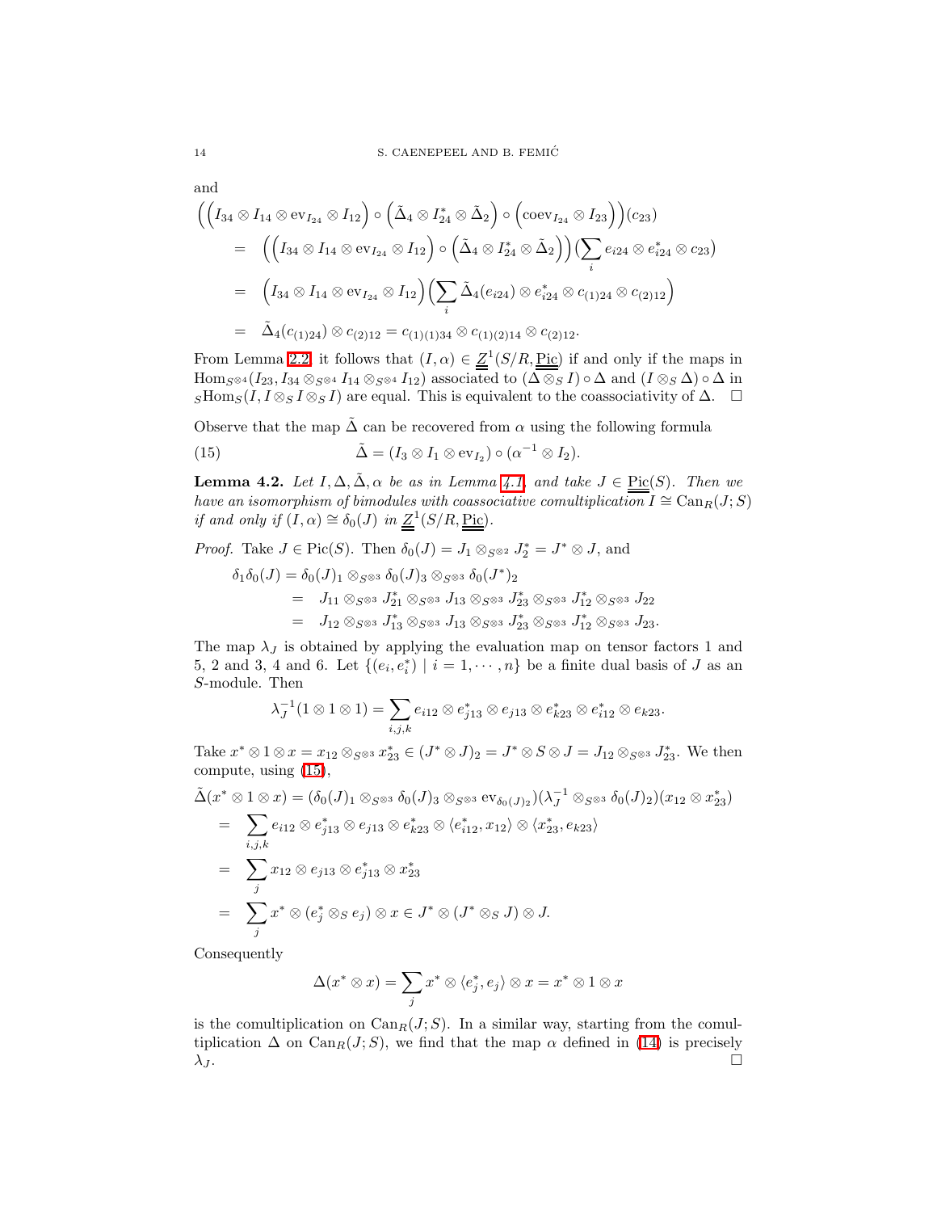and

$$\Big(\Big(I_{34}\otimes I_{14}\otimes \mathrm{ev}_{I_{24}}\otimes I_{12}\Big)\circ\Big(\tilde\Delta_4\otimes I^*_{24}\otimes\tilde\Delta_2\Big)\circ\Big(\mathrm{coev}_{I_{24}}\otimes I_{23}\Big)\Big)(c_{23})$$

$$= \Big(\Big(I_{34}\otimes I_{14}\otimes \mathrm{ev}_{I_{24}}\otimes I_{12}\Big)\circ\Big(\tilde\Delta_4\otimes I^*_{24}\otimes\tilde\Delta_2\Big)\Big)\Big(\sum_i e_{i24}\otimes e^*_{i24}\otimes c_{23}\Big)$$

$$= \Big(I_{34}\otimes I_{14}\otimes \mathrm{ev}_{I_{24}}\otimes I_{12}\Big)\Big(\sum_i \tilde\Delta_4(e_{i24})\otimes e^*_{i24}\otimes c_{(1)24}\otimes c_{(2)12}\Big)$$

$$= \tilde\Delta_4(c_{(1)24})\otimes c_{(2)12} = c_{(1)(1)34}\otimes c_{(1)(2)14}\otimes c_{(2)12}.$$

From Lemma 2.2, it follows that $(I,\alpha)\in \underline{\underline{Z}}^1(S/R,\underline{\underline{\mathrm{Pic}}})$ if and only if the maps in $\mathrm{Hom}_{S^{\otimes 4}}(I_{23}, I_{34}\otimes_{S^{\otimes 4}} I_{14}\otimes_{S^{\otimes 4}} I_{12})$ associated to $(\Delta\otimes_S I)\circ\Delta$ and $(I\otimes_S\Delta)\circ\Delta$ in ${}_S\mathrm{Hom}_S(I, I\otimes_S I\otimes_S I)$ are equal. This is equivalent to the coassociativity of $\Delta$. $\square$

Observe that the map $\tilde\Delta$ can be recovered from $\alpha$ using the following formula

$$\tilde\Delta = (I_3\otimes I_1\otimes \mathrm{ev}_{I_2})\circ(\alpha^{-1}\otimes I_2). \tag{15}$$

**Lemma 4.2.** *Let $I,\Delta,\tilde\Delta,\alpha$ be as in Lemma 4.1, and take $J\in\underline{\underline{\mathrm{Pic}}}(S)$. Then we have an isomorphism of bimodules with coassociative comultiplication $I\cong \mathrm{Can}_R(J;S)$ if and only if $(I,\alpha)\cong\delta_0(J)$ in $\underline{\underline{Z}}^1(S/R,\underline{\underline{\mathrm{Pic}}})$.*

*Proof.* Take $J\in \mathrm{Pic}(S)$. Then $\delta_0(J) = J_1\otimes_{S^{\otimes 2}} J_2^* = J^*\otimes J$, and

$$\begin{aligned}\delta_1\delta_0(J) &= \delta_0(J)_1\otimes_{S^{\otimes 3}}\delta_0(J)_3\otimes_{S^{\otimes 3}}\delta_0(J^*)_2\\ &= J_{11}\otimes_{S^{\otimes 3}} J^*_{21}\otimes_{S^{\otimes 3}} J_{13}\otimes_{S^{\otimes 3}} J^*_{23}\otimes_{S^{\otimes 3}} J^*_{12}\otimes_{S^{\otimes 3}} J_{22}\\ &= J_{12}\otimes_{S^{\otimes 3}} J^*_{13}\otimes_{S^{\otimes 3}} J_{13}\otimes_{S^{\otimes 3}} J^*_{23}\otimes_{S^{\otimes 3}} J^*_{12}\otimes_{S^{\otimes 3}} J_{23}.\end{aligned}$$

The map $\lambda_J$ is obtained by applying the evaluation map on tensor factors 1 and 5, 2 and 3, 4 and 6. Let $\{(e_i,e_i^*)\mid i=1,\cdots,n\}$ be a finite dual basis of $J$ as an $S$-module. Then

$$\lambda_J^{-1}(1\otimes 1\otimes 1) = \sum_{i,j,k} e_{i12}\otimes e^*_{j13}\otimes e_{j13}\otimes e^*_{k23}\otimes e^*_{i12}\otimes e_{k23}.$$

Take $x^*\otimes 1\otimes x = x_{12}\otimes_{S^{\otimes 3}} x^*_{23}\in (J^*\otimes J)_2 = J^*\otimes S\otimes J = J_{12}\otimes_{S^{\otimes 3}} J^*_{23}$. We then compute, using (15),

$$\begin{aligned}\tilde\Delta(x^*\otimes 1\otimes x) &= (\delta_0(J)_1\otimes_{S^{\otimes 3}}\delta_0(J)_3\otimes_{S^{\otimes 3}}\mathrm{ev}_{\delta_0(J)_2})(\lambda_J^{-1}\otimes_{S^{\otimes 3}}\delta_0(J)_2)(x_{12}\otimes x^*_{23})\\ &= \sum_{i,j,k} e_{i12}\otimes e^*_{j13}\otimes e_{j13}\otimes e^*_{k23}\otimes\langle e^*_{i12},x_{12}\rangle\otimes\langle x^*_{23},e_{k23}\rangle\\ &= \sum_j x_{12}\otimes e_{j13}\otimes e^*_{j13}\otimes x^*_{23}\\ &= \sum_j x^*\otimes(e^*_j\otimes_S e_j)\otimes x\in J^*\otimes(J^*\otimes_S J)\otimes J.\end{aligned}$$

Consequently

$$\Delta(x^*\otimes x) = \sum_j x^*\otimes\langle e^*_j,e_j\rangle\otimes x = x^*\otimes 1\otimes x$$

is the comultiplication on $\mathrm{Can}_R(J;S)$. In a similar way, starting from the comultiplication $\Delta$ on $\mathrm{Can}_R(J;S)$, we find that the map $\alpha$ defined in (14) is precisely $\lambda_J$. $\square$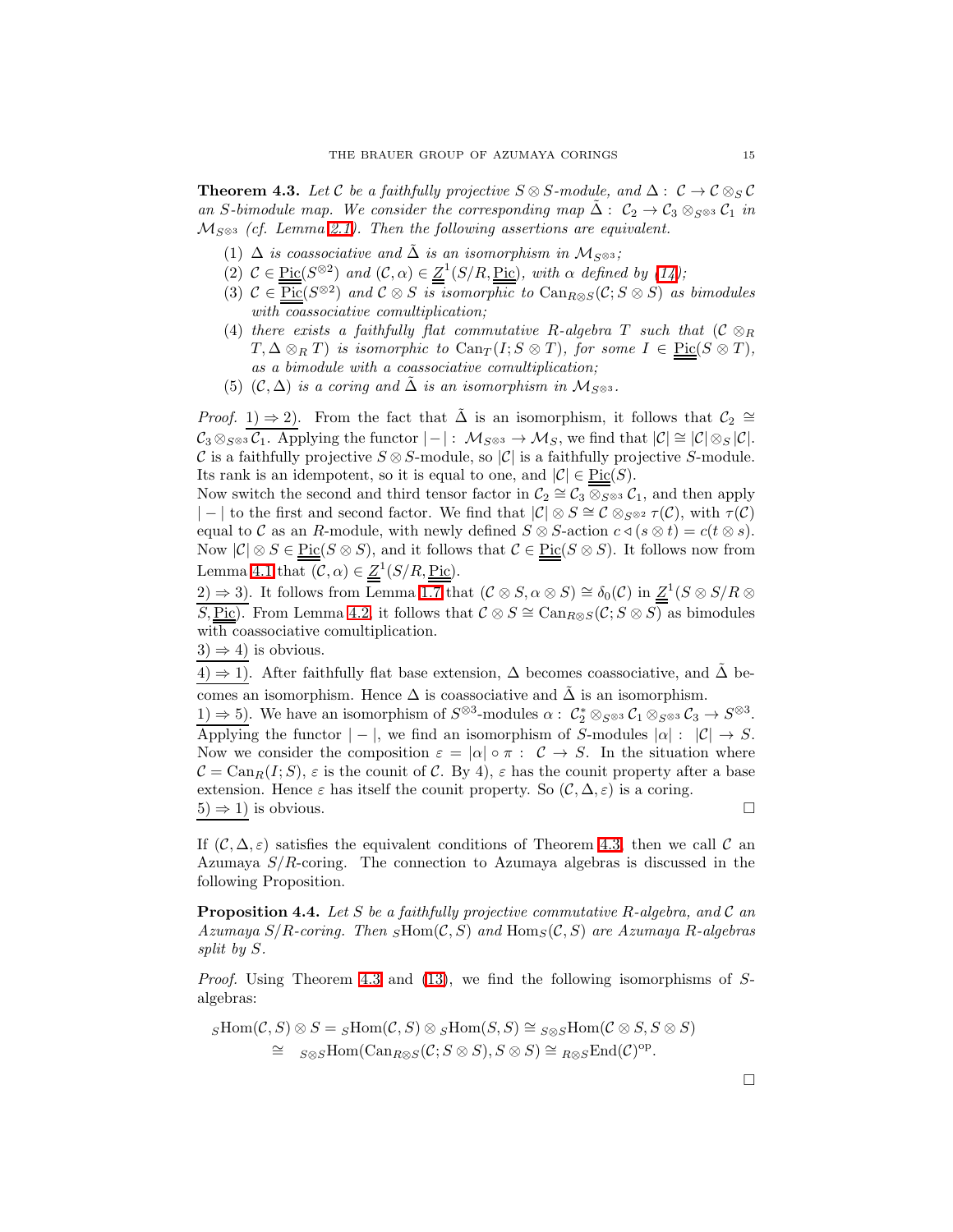**Theorem 4.3.** *Let $\mathcal{C}$ be a faithfully projective $S\otimes S$-module, and $\Delta:\ \mathcal{C}\to\mathcal{C}\otimes_S\mathcal{C}$ an $S$-bimodule map. We consider the corresponding map $\tilde{\Delta}:\ \mathcal{C}_2\to\mathcal{C}_3\otimes_{S^{\otimes 3}}\mathcal{C}_1$ in $\mathcal{M}_{S^{\otimes 3}}$ (cf. Lemma 2.1). Then the following assertions are equivalent.*

1. *$\Delta$ is coassociative and $\tilde{\Delta}$ is an isomorphism in $\mathcal{M}_{S^{\otimes 3}}$;*
2. *$\mathcal{C}\in\underline{\underline{\mathrm{Pic}}}(S^{\otimes 2})$ and $(\mathcal{C},\alpha)\in\underline{\underline{Z}}^1(S/R,\underline{\underline{\mathrm{Pic}}})$, with $\alpha$ defined by (14);*
3. *$\mathcal{C}\in\underline{\underline{\mathrm{Pic}}}(S^{\otimes 2})$ and $\mathcal{C}\otimes S$ is isomorphic to $\mathrm{Can}_{R\otimes S}(\mathcal{C};S\otimes S)$ as bimodules with coassociative comultiplication;*
4. *there exists a faithfully flat commutative $R$-algebra $T$ such that $(\mathcal{C}\otimes_R T,\Delta\otimes_R T)$ is isomorphic to $\mathrm{Can}_T(I;S\otimes T)$, for some $I\in\underline{\underline{\mathrm{Pic}}}(S\otimes T)$, as a bimodule with a coassociative comultiplication;*
5. *$(\mathcal{C},\Delta)$ is a coring and $\tilde{\Delta}$ is an isomorphism in $\mathcal{M}_{S^{\otimes 3}}$.*

*Proof.* $\underline{1)\Rightarrow 2)}$. From the fact that $\tilde{\Delta}$ is an isomorphism, it follows that $\mathcal{C}_2\cong\mathcal{C}_3\otimes_{S^{\otimes 3}}\mathcal{C}_1$. Applying the functor $|-|:\ \mathcal{M}_{S^{\otimes 3}}\to\mathcal{M}_S$, we find that $|\mathcal{C}|\cong|\mathcal{C}|\otimes_S|\mathcal{C}|$. $\mathcal{C}$ is a faithfully projective $S\otimes S$-module, so $|\mathcal{C}|$ is a faithfully projective $S$-module. Its rank is an idempotent, so it is equal to one, and $|\mathcal{C}|\in\underline{\underline{\mathrm{Pic}}}(S)$.
Now switch the second and third tensor factor in $\mathcal{C}_2\cong\mathcal{C}_3\otimes_{S^{\otimes 3}}\mathcal{C}_1$, and then apply $|-|$ to the first and second factor. We find that $|\mathcal{C}|\otimes S\cong\mathcal{C}\otimes_{S^{\otimes 2}}\tau(\mathcal{C})$, with $\tau(\mathcal{C})$ equal to $\mathcal{C}$ as an $R$-module, with newly defined $S\otimes S$-action $c\triangleleft(s\otimes t)=c(t\otimes s)$. Now $|\mathcal{C}|\otimes S\in\underline{\underline{\mathrm{Pic}}}(S\otimes S)$, and it follows that $\mathcal{C}\in\underline{\underline{\mathrm{Pic}}}(S\otimes S)$. It follows now from Lemma 4.1 that $(\mathcal{C},\alpha)\in\underline{\underline{Z}}^1(S/R,\underline{\underline{\mathrm{Pic}}})$.
$\underline{2)\Rightarrow 3)}$. It follows from Lemma 1.7 that $(\mathcal{C}\otimes S,\alpha\otimes S)\cong\delta_0(\mathcal{C})$ in $\underline{\underline{Z}}^1(S\otimes S/R\otimes S,\underline{\underline{\mathrm{Pic}}})$. From Lemma 4.2, it follows that $\mathcal{C}\otimes S\cong\mathrm{Can}_{R\otimes S}(\mathcal{C};S\otimes S)$ as bimodules with coassociative comultiplication.
$\underline{3)\Rightarrow 4)}$ is obvious.
$\underline{4)\Rightarrow 1)}$. After faithfully flat base extension, $\Delta$ becomes coassociative, and $\tilde{\Delta}$ becomes an isomorphism. Hence $\Delta$ is coassociative and $\tilde{\Delta}$ is an isomorphism.
$\underline{1)\Rightarrow 5)}$. We have an isomorphism of $S^{\otimes 3}$-modules $\alpha:\ \mathcal{C}_2^*\otimes_{S^{\otimes 3}}\mathcal{C}_1\otimes_{S^{\otimes 3}}\mathcal{C}_3\to S^{\otimes 3}$. Applying the functor $|-|$, we find an isomorphism of $S$-modules $|\alpha|:\ |\mathcal{C}|\to S$. Now we consider the composition $\varepsilon=|\alpha|\circ\pi:\ \mathcal{C}\to S$. In the situation where $\mathcal{C}=\mathrm{Can}_R(I;S)$, $\varepsilon$ is the counit of $\mathcal{C}$. By 4), $\varepsilon$ has the counit property after a base extension. Hence $\varepsilon$ has itself the counit property. So $(\mathcal{C},\Delta,\varepsilon)$ is a coring.
$\underline{5)\Rightarrow 1)}$ is obvious. □

If $(\mathcal{C},\Delta,\varepsilon)$ satisfies the equivalent conditions of Theorem 4.3, then we call $\mathcal{C}$ an Azumaya $S/R$-coring. The connection to Azumaya algebras is discussed in the following Proposition.

**Proposition 4.4.** *Let $S$ be a faithfully projective commutative $R$-algebra, and $\mathcal{C}$ an Azumaya $S/R$-coring. Then ${}_S\mathrm{Hom}(\mathcal{C},S)$ and $\mathrm{Hom}_S(\mathcal{C},S)$ are Azumaya $R$-algebras split by $S$.*

*Proof.* Using Theorem 4.3 and (13), we find the following isomorphisms of $S$-algebras:

$$
\begin{aligned}
{}_S\mathrm{Hom}(\mathcal{C},S)\otimes S &= {}_S\mathrm{Hom}(\mathcal{C},S)\otimes{}_S\mathrm{Hom}(S,S)\cong{}_{S\otimes S}\mathrm{Hom}(\mathcal{C}\otimes S,S\otimes S)\\
&\cong\ {}_{S\otimes S}\mathrm{Hom}(\mathrm{Can}_{R\otimes S}(\mathcal{C};S\otimes S),S\otimes S)\cong{}_{R\otimes S}\mathrm{End}(\mathcal{C})^{\mathrm{op}}.
\end{aligned}
$$

□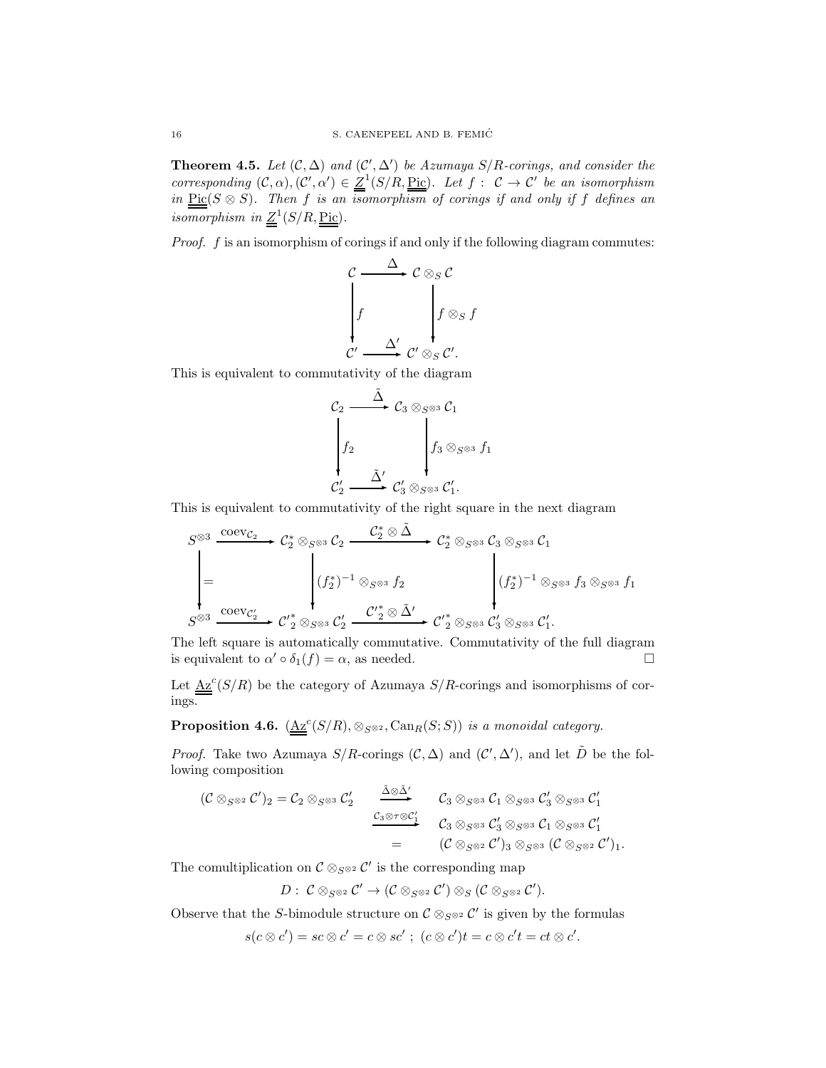**Theorem 4.5.** *Let $(\mathcal{C},\Delta)$ and $(\mathcal{C}',\Delta')$ be Azumaya $S/R$-corings, and consider the corresponding $(\mathcal{C},\alpha),(\mathcal{C}',\alpha')\in \underline{\underline{Z}}^1(S/R,\underline{\underline{\mathrm{Pic}}})$. Let $f:\ \mathcal{C}\to\mathcal{C}'$ be an isomorphism in $\underline{\underline{\mathrm{Pic}}}(S\otimes S)$. Then $f$ is an isomorphism of corings if and only if $f$ defines an isomorphism in $\underline{\underline{Z}}^1(S/R,\underline{\underline{\mathrm{Pic}}})$.*

*Proof.* $f$ is an isomorphism of corings if and only if the following diagram commutes:

$$\begin{array}{ccc}
\mathcal{C} & \xrightarrow{\ \Delta\ } & \mathcal{C}\otimes_S\mathcal{C}\\
\Big\downarrow f & & \Big\downarrow f\otimes_S f\\
\mathcal{C}' & \xrightarrow{\ \Delta'\ } & \mathcal{C}'\otimes_S\mathcal{C}'.
\end{array}$$

This is equivalent to commutativity of the diagram

$$\begin{array}{ccc}
\mathcal{C}_2 & \xrightarrow{\ \tilde{\Delta}\ } & \mathcal{C}_3\otimes_{S^{\otimes 3}}\mathcal{C}_1\\
\Big\downarrow f_2 & & \Big\downarrow f_3\otimes_{S^{\otimes 3}} f_1\\
\mathcal{C}'_2 & \xrightarrow{\ \tilde{\Delta}'\ } & \mathcal{C}'_3\otimes_{S^{\otimes 3}}\mathcal{C}'_1.
\end{array}$$

This is equivalent to commutativity of the right square in the next diagram

$$\begin{array}{ccccc}
S^{\otimes 3} & \xrightarrow{\ \mathrm{coev}_{\mathcal{C}_2}\ } & \mathcal{C}_2^*\otimes_{S^{\otimes 3}}\mathcal{C}_2 & \xrightarrow{\ \mathcal{C}_2^*\otimes\tilde{\Delta}\ } & \mathcal{C}_2^*\otimes_{S^{\otimes 3}}\mathcal{C}_3\otimes_{S^{\otimes 3}}\mathcal{C}_1\\
\Big\downarrow = & & \Big\downarrow (f_2^*)^{-1}\otimes_{S^{\otimes 3}} f_2 & & \Big\downarrow (f_2^*)^{-1}\otimes_{S^{\otimes 3}} f_3\otimes_{S^{\otimes 3}} f_1\\
S^{\otimes 3} & \xrightarrow{\ \mathrm{coev}_{\mathcal{C}'_2}\ } & {\mathcal{C}'}_2^*\otimes_{S^{\otimes 3}}\mathcal{C}'_2 & \xrightarrow{\ {\mathcal{C}'}_2^*\otimes\tilde{\Delta}'\ } & {\mathcal{C}'}_2^*\otimes_{S^{\otimes 3}}\mathcal{C}'_3\otimes_{S^{\otimes 3}}\mathcal{C}'_1.
\end{array}$$

The left square is automatically commutative. Commutativity of the full diagram is equivalent to $\alpha'\circ\delta_1(f)=\alpha$, as needed. $\square$

Let $\underline{\underline{\mathrm{Az}}}^c(S/R)$ be the category of Azumaya $S/R$-corings and isomorphisms of corings.

**Proposition 4.6.** *$(\underline{\underline{\mathrm{Az}}}^c(S/R),\otimes_{S^{\otimes 2}},\mathrm{Can}_R(S;S))$ is a monoidal category.*

*Proof.* Take two Azumaya $S/R$-corings $(\mathcal{C},\Delta)$ and $(\mathcal{C}',\Delta')$, and let $\tilde{D}$ be the following composition

$$\begin{aligned}
(\mathcal{C}\otimes_{S^{\otimes 2}}\mathcal{C}')_2=\mathcal{C}_2\otimes_{S^{\otimes 3}}\mathcal{C}'_2 \quad &\xrightarrow{\tilde{\Delta}\otimes\tilde{\Delta}'} \quad \mathcal{C}_3\otimes_{S^{\otimes 3}}\mathcal{C}_1\otimes_{S^{\otimes 3}}\mathcal{C}'_3\otimes_{S^{\otimes 3}}\mathcal{C}'_1\\
&\xrightarrow{\mathcal{C}_3\otimes\tau\otimes\mathcal{C}'_1} \quad \mathcal{C}_3\otimes_{S^{\otimes 3}}\mathcal{C}'_3\otimes_{S^{\otimes 3}}\mathcal{C}_1\otimes_{S^{\otimes 3}}\mathcal{C}'_1\\
&= \quad (\mathcal{C}\otimes_{S^{\otimes 2}}\mathcal{C}')_3\otimes_{S^{\otimes 3}}(\mathcal{C}\otimes_{S^{\otimes 2}}\mathcal{C}')_1.
\end{aligned}$$

The comultiplication on $\mathcal{C}\otimes_{S^{\otimes 2}}\mathcal{C}'$ is the corresponding map

$$D:\ \mathcal{C}\otimes_{S^{\otimes 2}}\mathcal{C}'\to(\mathcal{C}\otimes_{S^{\otimes 2}}\mathcal{C}')\otimes_S(\mathcal{C}\otimes_{S^{\otimes 2}}\mathcal{C}').$$

Observe that the $S$-bimodule structure on $\mathcal{C}\otimes_{S^{\otimes 2}}\mathcal{C}'$ is given by the formulas

$$s(c\otimes c')=sc\otimes c'=c\otimes sc'\ ;\ (c\otimes c')t=c\otimes c't=ct\otimes c'.$$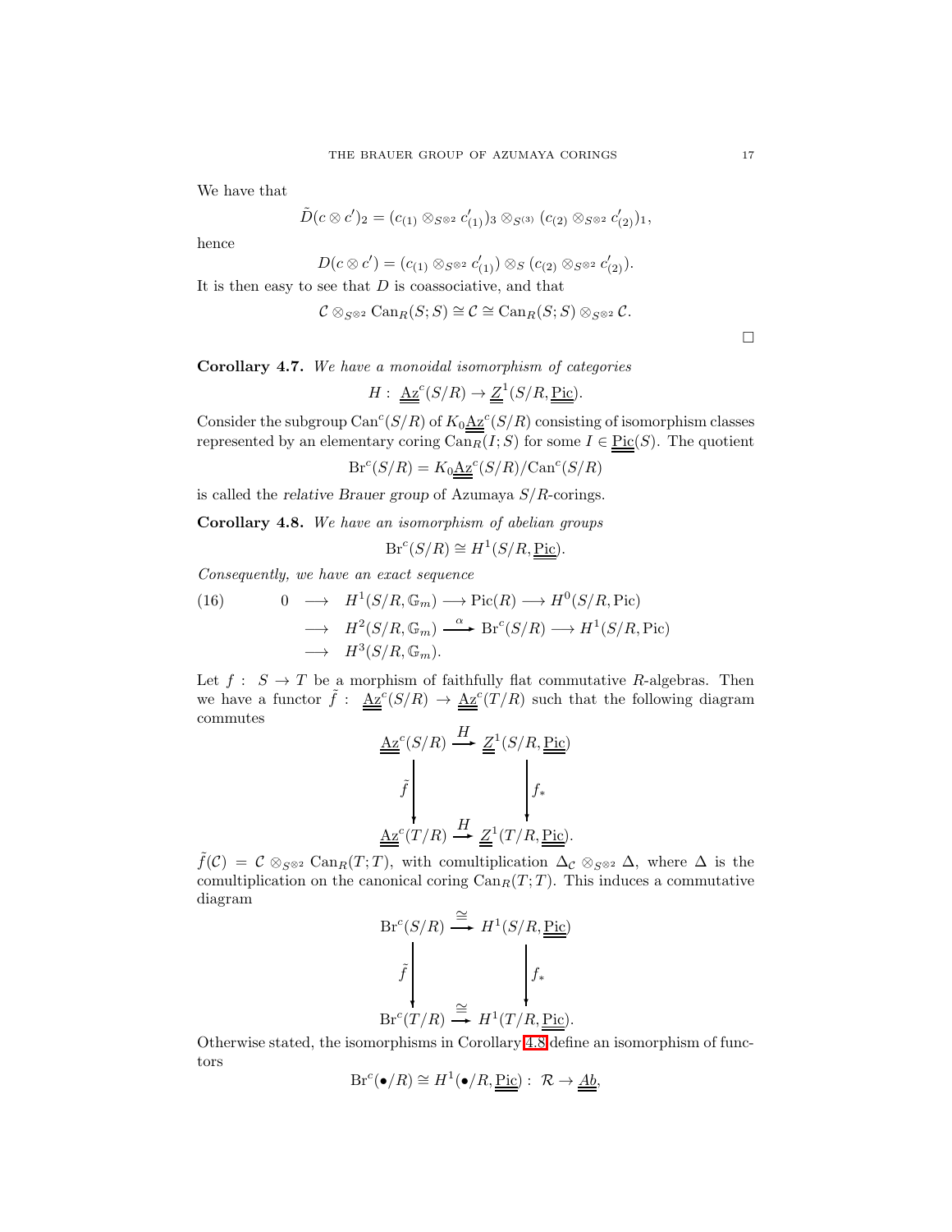We have that

$$\tilde{D}(c \otimes c')_2 = (c_{(1)} \otimes_{S^{\otimes 2}} c'_{(1)})_3 \otimes_{S^{(3)}} (c_{(2)} \otimes_{S^{\otimes 2}} c'_{(2)})_1,$$

hence

$$D(c \otimes c') = (c_{(1)} \otimes_{S^{\otimes 2}} c'_{(1)}) \otimes_S (c_{(2)} \otimes_{S^{\otimes 2}} c'_{(2)}).$$

It is then easy to see that $D$ is coassociative, and that

$$\mathcal{C} \otimes_{S^{\otimes 2}} \mathrm{Can}_R(S;S) \cong \mathcal{C} \cong \mathrm{Can}_R(S;S) \otimes_{S^{\otimes 2}} \mathcal{C}.$$

□

**Corollary 4.7.** *We have a monoidal isomorphism of categories*

$$H: \underline{\underline{\mathrm{Az}}}^c(S/R) \to \underline{\underline{Z}}^1(S/R, \underline{\underline{\mathrm{Pic}}}).$$

Consider the subgroup $\mathrm{Can}^c(S/R)$ of $K_0\underline{\underline{\mathrm{Az}}}^c(S/R)$ consisting of isomorphism classes represented by an elementary coring $\mathrm{Can}_R(I;S)$ for some $I \in \underline{\underline{\mathrm{Pic}}}(S)$. The quotient

$$\mathrm{Br}^c(S/R) = K_0\underline{\underline{\mathrm{Az}}}^c(S/R)/\mathrm{Can}^c(S/R)$$

is called the *relative Brauer group* of Azumaya $S/R$-corings.

**Corollary 4.8.** *We have an isomorphism of abelian groups*

$$\mathrm{Br}^c(S/R) \cong H^1(S/R, \underline{\underline{\mathrm{Pic}}}).$$

*Consequently, we have an exact sequence*

$$\begin{aligned}
(16) \qquad 0 \;&\longrightarrow\; H^1(S/R, \mathbb{G}_m) \longrightarrow \mathrm{Pic}(R) \longrightarrow H^0(S/R, \mathrm{Pic}) \\
&\longrightarrow\; H^2(S/R, \mathbb{G}_m) \xrightarrow{\;\alpha\;} \mathrm{Br}^c(S/R) \longrightarrow H^1(S/R, \mathrm{Pic}) \\
&\longrightarrow\; H^3(S/R, \mathbb{G}_m).
\end{aligned}$$

Let $f: S \to T$ be a morphism of faithfully flat commutative $R$-algebras. Then we have a functor $\tilde{f}: \underline{\underline{\mathrm{Az}}}^c(S/R) \to \underline{\underline{\mathrm{Az}}}^c(T/R)$ such that the following diagram commutes

$$\begin{array}{ccc}
\underline{\underline{\mathrm{Az}}}^c(S/R) & \xrightarrow{\;H\;} & \underline{\underline{Z}}^1(S/R, \underline{\underline{\mathrm{Pic}}}) \\
\Big\downarrow{\scriptstyle \tilde{f}} & & \Big\downarrow{\scriptstyle f_*} \\
\underline{\underline{\mathrm{Az}}}^c(T/R) & \xrightarrow{\;H\;} & \underline{\underline{Z}}^1(T/R, \underline{\underline{\mathrm{Pic}}}).
\end{array}$$

$\tilde{f}(\mathcal{C}) = \mathcal{C} \otimes_{S^{\otimes 2}} \mathrm{Can}_R(T;T)$, with comultiplication $\Delta_{\mathcal{C}} \otimes_{S^{\otimes 2}} \Delta$, where $\Delta$ is the comultiplication on the canonical coring $\mathrm{Can}_R(T;T)$. This induces a commutative diagram

$$\begin{array}{ccc}
\mathrm{Br}^c(S/R) & \xrightarrow{\;\cong\;} & H^1(S/R, \underline{\underline{\mathrm{Pic}}}) \\
\Big\downarrow{\scriptstyle \tilde{f}} & & \Big\downarrow{\scriptstyle f_*} \\
\mathrm{Br}^c(T/R) & \xrightarrow{\;\cong\;} & H^1(T/R, \underline{\underline{\mathrm{Pic}}}).
\end{array}$$

Otherwise stated, the isomorphisms in Corollary 4.8 define an isomorphism of functors

$$\mathrm{Br}^c(\bullet/R) \cong H^1(\bullet/R, \underline{\underline{\mathrm{Pic}}}): \mathcal{R} \to \underline{\underline{Ab}},$$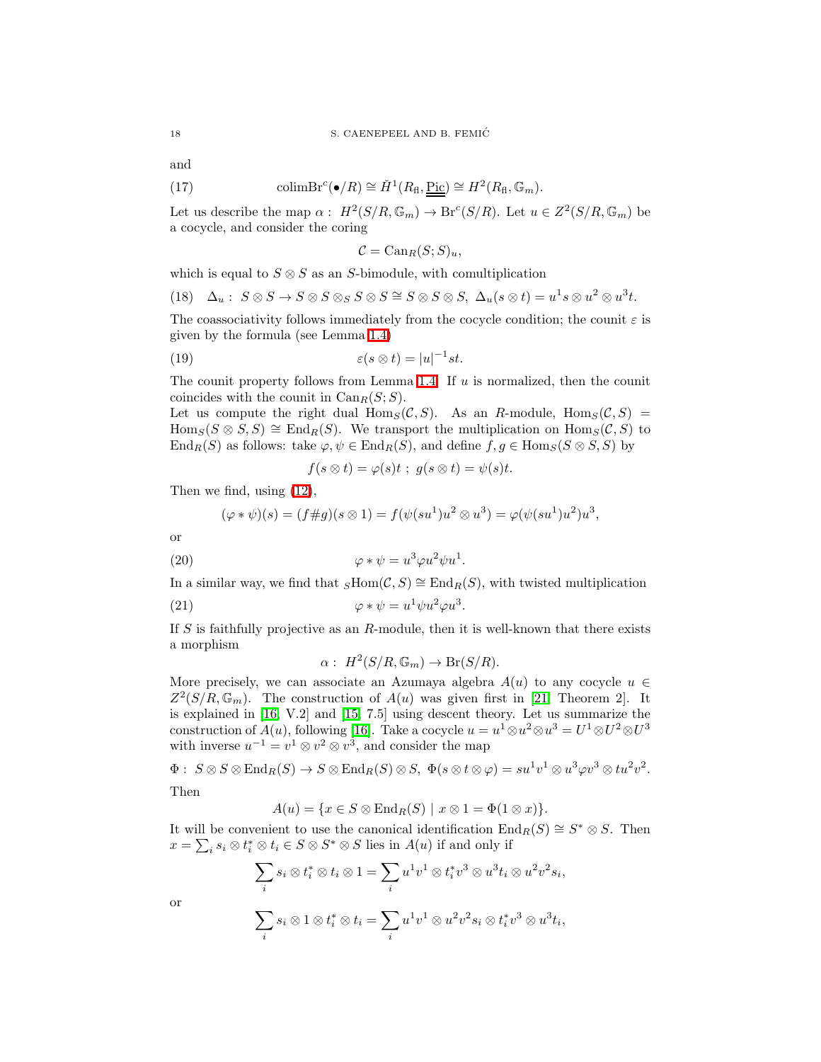and

$$\text{colimBr}^c(\bullet/R) \cong \check{H}^1(R_{\text{fl}}, \underline{\underline{\text{Pic}}}) \cong H^2(R_{\text{fl}}, \mathbb{G}_m). \tag{17}$$

Let us describe the map $\alpha: H^2(S/R, \mathbb{G}_m) \to \text{Br}^c(S/R)$. Let $u \in Z^2(S/R, \mathbb{G}_m)$ be a cocycle, and consider the coring

$$\mathcal{C} = \text{Can}_R(S; S)_u,$$

which is equal to $S \otimes S$ as an $S$-bimodule, with comultiplication

$$\Delta_u: S \otimes S \to S \otimes S \otimes_S S \otimes S \cong S \otimes S \otimes S, \; \Delta_u(s \otimes t) = u^1 s \otimes u^2 \otimes u^3 t. \tag{18}$$

The coassociativity follows immediately from the cocycle condition; the counit $\varepsilon$ is given by the formula (see Lemma 1.4)

$$\varepsilon(s \otimes t) = |u|^{-1} st. \tag{19}$$

The counit property follows from Lemma 1.4. If $u$ is normalized, then the counit coincides with the counit in $\text{Can}_R(S; S)$.
Let us compute the right dual $\text{Hom}_S(\mathcal{C}, S)$. As an $R$-module, $\text{Hom}_S(\mathcal{C}, S) = \text{Hom}_S(S \otimes S, S) \cong \text{End}_R(S)$. We transport the multiplication on $\text{Hom}_S(\mathcal{C}, S)$ to $\text{End}_R(S)$ as follows: take $\varphi, \psi \in \text{End}_R(S)$, and define $f, g \in \text{Hom}_S(S \otimes S, S)$ by

$$f(s \otimes t) = \varphi(s)t \; ; \; g(s \otimes t) = \psi(s)t.$$

Then we find, using (12),

$$(\varphi * \psi)(s) = (f \# g)(s \otimes 1) = f(\psi(su^1)u^2 \otimes u^3) = \varphi(\psi(su^1)u^2)u^3,$$

or

$$\varphi * \psi = u^3 \varphi u^2 \psi u^1. \tag{20}$$

In a similar way, we find that ${}_S\text{Hom}(\mathcal{C}, S) \cong \text{End}_R(S)$, with twisted multiplication

$$\varphi * \psi = u^1 \psi u^2 \varphi u^3. \tag{21}$$

If $S$ is faithfully projective as an $R$-module, then it is well-known that there exists a morphism

$$\alpha: H^2(S/R, \mathbb{G}_m) \to \text{Br}(S/R).$$

More precisely, we can associate an Azumaya algebra $A(u)$ to any cocycle $u \in Z^2(S/R, \mathbb{G}_m)$. The construction of $A(u)$ was given first in [21, Theorem 2]. It is explained in [16, V.2] and [15, 7.5] using descent theory. Let us summarize the construction of $A(u)$, following [16]. Take a cocycle $u = u^1 \otimes u^2 \otimes u^3 = U^1 \otimes U^2 \otimes U^3$ with inverse $u^{-1} = v^1 \otimes v^2 \otimes v^3$, and consider the map

$$\Phi: S \otimes S \otimes \text{End}_R(S) \to S \otimes \text{End}_R(S) \otimes S, \; \Phi(s \otimes t \otimes \varphi) = su^1 v^1 \otimes u^3 \varphi v^3 \otimes tu^2 v^2.$$

Then

$$A(u) = \{x \in S \otimes \text{End}_R(S) \mid x \otimes 1 = \Phi(1 \otimes x)\}.$$

It will be convenient to use the canonical identification $\text{End}_R(S) \cong S^* \otimes S$. Then $x = \sum_i s_i \otimes t_i^* \otimes t_i \in S \otimes S^* \otimes S$ lies in $A(u)$ if and only if

$$\sum_i s_i \otimes t_i^* \otimes t_i \otimes 1 = \sum_i u^1 v^1 \otimes t_i^* v^3 \otimes u^3 t_i \otimes u^2 v^2 s_i,$$

or

$$\sum_i s_i \otimes 1 \otimes t_i^* \otimes t_i = \sum_i u^1 v^1 \otimes u^2 v^2 s_i \otimes t_i^* v^3 \otimes u^3 t_i,$$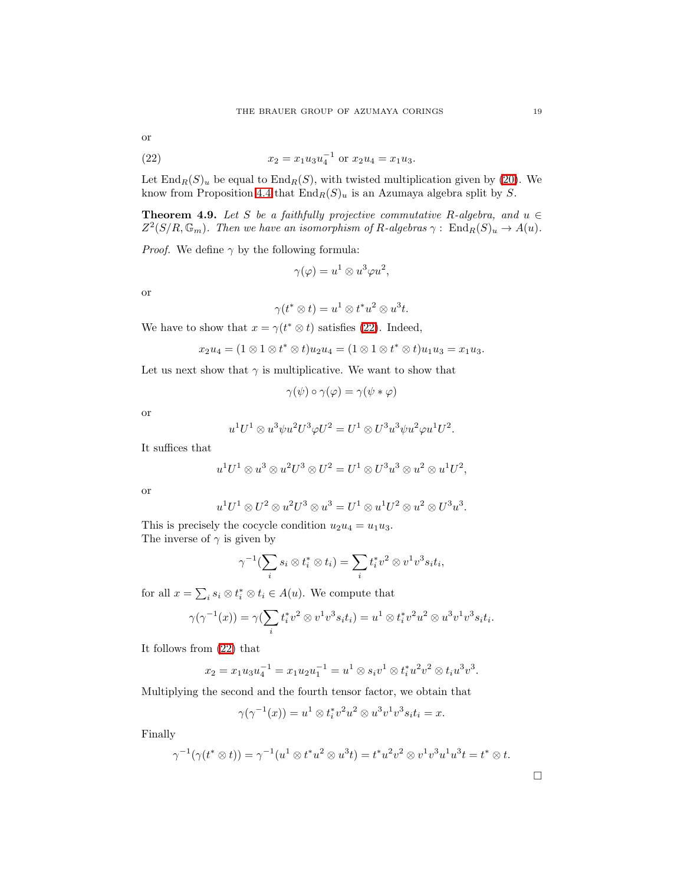or

$$x_2 = x_1u_3u_4^{-1} \text{ or } x_2u_4 = x_1u_3. \tag{22}$$

Let $\text{End}_R(S)_u$ be equal to $\text{End}_R(S)$, with twisted multiplication given by (20). We know from Proposition 4.4 that $\text{End}_R(S)_u$ is an Azumaya algebra split by $S$.

**Theorem 4.9.** *Let $S$ be a faithfully projective commutative $R$-algebra, and $u \in Z^2(S/R, \mathbb{G}_m)$. Then we have an isomorphism of $R$-algebras $\gamma : \text{End}_R(S)_u \to A(u)$.*

*Proof.* We define $\gamma$ by the following formula:

$$\gamma(\varphi) = u^1 \otimes u^3\varphi u^2,$$

or

$$\gamma(t^* \otimes t) = u^1 \otimes t^*u^2 \otimes u^3t.$$

We have to show that $x = \gamma(t^* \otimes t)$ satisfies (22). Indeed,

$$x_2u_4 = (1 \otimes 1 \otimes t^* \otimes t)u_2u_4 = (1 \otimes 1 \otimes t^* \otimes t)u_1u_3 = x_1u_3.$$

Let us next show that $\gamma$ is multiplicative. We want to show that

$$\gamma(\psi) \circ \gamma(\varphi) = \gamma(\psi * \varphi)$$

or

$$u^1U^1 \otimes u^3\psi u^2U^3\varphi U^2 = U^1 \otimes U^3u^3\psi u^2\varphi u^1U^2.$$

It suffices that

$$u^1U^1 \otimes u^3 \otimes u^2U^3 \otimes U^2 = U^1 \otimes U^3u^3 \otimes u^2 \otimes u^1U^2,$$

or

$$u^1U^1 \otimes U^2 \otimes u^2U^3 \otimes u^3 = U^1 \otimes u^1U^2 \otimes u^2 \otimes U^3u^3.$$

This is precisely the cocycle condition $u_2u_4 = u_1u_3$.
The inverse of $\gamma$ is given by

$$\gamma^{-1}(\sum_i s_i \otimes t_i^* \otimes t_i) = \sum_i t_i^*v^2 \otimes v^1v^3s_it_i,$$

for all $x = \sum_i s_i \otimes t_i^* \otimes t_i \in A(u)$. We compute that

$$\gamma(\gamma^{-1}(x)) = \gamma(\sum_i t_i^*v^2 \otimes v^1v^3s_it_i) = u^1 \otimes t_i^*v^2u^2 \otimes u^3v^1v^3s_it_i.$$

It follows from (22) that

$$x_2 = x_1u_3u_4^{-1} = x_1u_2u_1^{-1} = u^1 \otimes s_iv^1 \otimes t_i^*u^2v^2 \otimes t_iu^3v^3.$$

Multiplying the second and the fourth tensor factor, we obtain that

$$\gamma(\gamma^{-1}(x)) = u^1 \otimes t_i^*v^2u^2 \otimes u^3v^1v^3s_it_i = x.$$

Finally

$$\gamma^{-1}(\gamma(t^* \otimes t)) = \gamma^{-1}(u^1 \otimes t^*u^2 \otimes u^3t) = t^*u^2v^2 \otimes v^1v^3u^1u^3t = t^* \otimes t.$$

□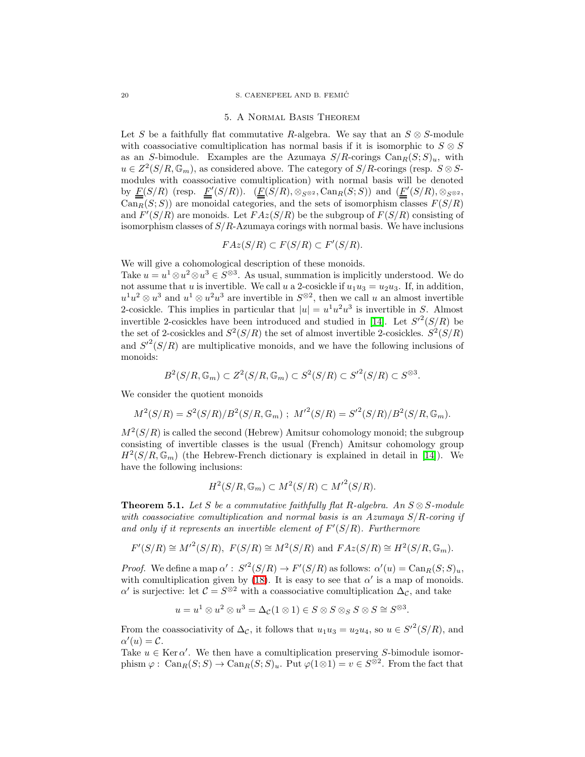## 5. A Normal Basis Theorem

Let $S$ be a faithfully flat commutative $R$-algebra. We say that an $S \otimes S$-module with coassociative comultiplication has normal basis if it is isomorphic to $S \otimes S$ as an $S$-bimodule. Examples are the Azumaya $S/R$-corings $\mathrm{Can}_R(S;S)_u$, with $u \in Z^2(S/R, \mathbb{G}_m)$, as considered above. The category of $S/R$-corings (resp. $S\otimes S$-modules with coassociative comultiplication) with normal basis will be denoted by $\underline{\underline{F}}(S/R)$ (resp. $\underline{\underline{F}}'(S/R)$). $(\underline{\underline{F}}(S/R), \otimes_{S^{\otimes 2}}, \mathrm{Can}_R(S;S))$ and $(\underline{\underline{F}}'(S/R), \otimes_{S^{\otimes 2}}, \mathrm{Can}_R(S;S))$ are monoidal categories, and the sets of isomorphism classes $F(S/R)$ and $F'(S/R)$ are monoids. Let $FAz(S/R)$ be the subgroup of $F(S/R)$ consisting of isomorphism classes of $S/R$-Azumaya corings with normal basis. We have inclusions

$$FAz(S/R) \subset F(S/R) \subset F'(S/R).$$

We will give a cohomological description of these monoids.

Take $u = u^1 \otimes u^2 \otimes u^3 \in S^{\otimes 3}$. As usual, summation is implicitly understood. We do not assume that $u$ is invertible. We call $u$ a 2-cosickle if $u_1 u_3 = u_2 u_3$. If, in addition, $u^1u^2 \otimes u^3$ and $u^1 \otimes u^2u^3$ are invertible in $S^{\otimes 2}$, then we call $u$ an almost invertible 2-cosickle. This implies in particular that $|u| = u^1u^2u^3$ is invertible in $S$. Almost invertible 2-cosickles have been introduced and studied in [14]. Let ${S'}^2(S/R)$ be the set of 2-cosickles and $S^2(S/R)$ the set of almost invertible 2-cosickles. $S^2(S/R)$ and ${S'}^2(S/R)$ are multiplicative monoids, and we have the following inclusions of monoids:

$$B^2(S/R, \mathbb{G}_m) \subset Z^2(S/R, \mathbb{G}_m) \subset S^2(S/R) \subset {S'}^2(S/R) \subset S^{\otimes 3}.$$

We consider the quotient monoids

$$M^2(S/R) = S^2(S/R)/B^2(S/R, \mathbb{G}_m) \ ; \ {M'}^2(S/R) = {S'}^2(S/R)/B^2(S/R, \mathbb{G}_m).$$

$M^2(S/R)$ is called the second (Hebrew) Amitsur cohomology monoid; the subgroup consisting of invertible classes is the usual (French) Amitsur cohomology group $H^2(S/R, \mathbb{G}_m)$ (the Hebrew-French dictionary is explained in detail in [14]). We have the following inclusions:

$$H^2(S/R, \mathbb{G}_m) \subset M^2(S/R) \subset {M'}^2(S/R).$$

**Theorem 5.1.** *Let $S$ be a commutative faithfully flat $R$-algebra. An $S \otimes S$-module with coassociative comultiplication and normal basis is an Azumaya $S/R$-coring if and only if it represents an invertible element of $F'(S/R)$. Furthermore*

$$F'(S/R) \cong {M'}^2(S/R),\ F(S/R) \cong M^2(S/R) \text{ and } FAz(S/R) \cong H^2(S/R, \mathbb{G}_m).$$

*Proof.* We define a map $\alpha' : {S'}^2(S/R) \to F'(S/R)$ as follows: $\alpha'(u) = \mathrm{Can}_R(S;S)_u$, with comultiplication given by (18). It is easy to see that $\alpha'$ is a map of monoids. $\alpha'$ is surjective: let $\mathcal{C} = S^{\otimes 2}$ with a coassociative comultiplication $\Delta_{\mathcal{C}}$, and take

$$u = u^1 \otimes u^2 \otimes u^3 = \Delta_{\mathcal{C}}(1 \otimes 1) \in S \otimes S \otimes_S S \otimes S \cong S^{\otimes 3}.$$

From the coassociativity of $\Delta_{\mathcal{C}}$, it follows that $u_1 u_3 = u_2 u_4$, so $u \in {S'}^2(S/R)$, and $\alpha'(u) = \mathcal{C}$.

Take $u \in \operatorname{Ker} \alpha'$. We then have a comultiplication preserving $S$-bimodule isomorphism $\varphi : \mathrm{Can}_R(S;S) \to \mathrm{Can}_R(S;S)_u$. Put $\varphi(1 \otimes 1) = v \in S^{\otimes 2}$. From the fact that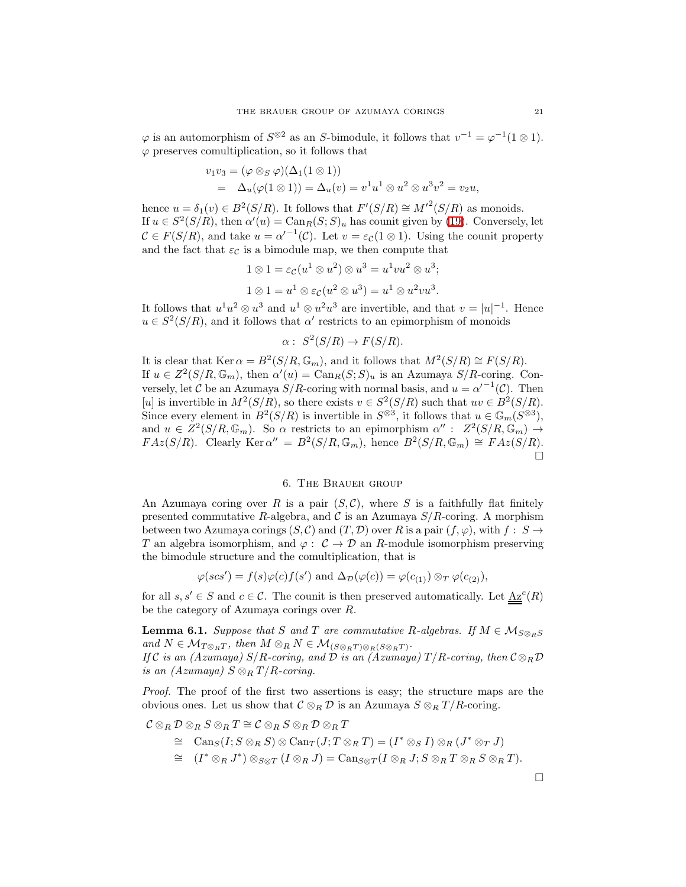$\varphi$ is an automorphism of $S^{\otimes 2}$ as an $S$-bimodule, it follows that $v^{-1} = \varphi^{-1}(1\otimes 1)$. $\varphi$ preserves comultiplication, so it follows that

$$\begin{aligned}
v_1 v_3 &= (\varphi \otimes_S \varphi)(\Delta_1(1\otimes 1)) \\
&= \Delta_u(\varphi(1\otimes 1)) = \Delta_u(v) = v^1u^1 \otimes u^2 \otimes u^3 v^2 = v_2 u,
\end{aligned}$$

hence $u = \delta_1(v) \in B^2(S/R)$. It follows that $F'(S/R) \cong {M'}^2(S/R)$ as monoids.
If $u \in S^2(S/R)$, then $\alpha'(u) = \mathrm{Can}_R(S;S)_u$ has counit given by (19). Conversely, let $\mathcal{C} \in F(S/R)$, and take $u = {\alpha'}^{-1}(\mathcal{C})$. Let $v = \varepsilon_{\mathcal{C}}(1\otimes 1)$. Using the counit property and the fact that $\varepsilon_{\mathcal{C}}$ is a bimodule map, we then compute that

$$1\otimes 1 = \varepsilon_{\mathcal{C}}(u^1\otimes u^2)\otimes u^3 = u^1 v u^2 \otimes u^3;$$

$$1\otimes 1 = u^1 \otimes \varepsilon_{\mathcal{C}}(u^2\otimes u^3) = u^1 \otimes u^2 v u^3.$$

It follows that $u^1u^2\otimes u^3$ and $u^1\otimes u^2u^3$ are invertible, and that $v = |u|^{-1}$. Hence $u\in S^2(S/R)$, and it follows that $\alpha'$ restricts to an epimorphism of monoids

$$\alpha:\ S^2(S/R) \to F(S/R).$$

It is clear that $\operatorname{Ker}\alpha = B^2(S/R,\mathbb{G}_m)$, and it follows that $M^2(S/R)\cong F(S/R)$.
If $u \in Z^2(S/R,\mathbb{G}_m)$, then $\alpha'(u) = \mathrm{Can}_R(S;S)_u$ is an Azumaya $S/R$-coring. Conversely, let $\mathcal{C}$ be an Azumaya $S/R$-coring with normal basis, and $u = {\alpha'}^{-1}(\mathcal{C})$. Then $[u]$ is invertible in $M^2(S/R)$, so there exists $v\in S^2(S/R)$ such that $uv \in B^2(S/R)$. Since every element in $B^2(S/R)$ is invertible in $S^{\otimes 3}$, it follows that $u\in \mathbb{G}_m(S^{\otimes 3})$, and $u \in Z^2(S/R,\mathbb{G}_m)$. So $\alpha$ restricts to an epimorphism $\alpha'':\ Z^2(S/R,\mathbb{G}_m)\to FAz(S/R)$. Clearly $\operatorname{Ker}\alpha'' = B^2(S/R,\mathbb{G}_m)$, hence $B^2(S/R,\mathbb{G}_m)\cong FAz(S/R)$. □

## 6. The Brauer group

An Azumaya coring over $R$ is a pair $(S,\mathcal{C})$, where $S$ is a faithfully flat finitely presented commutative $R$-algebra, and $\mathcal{C}$ is an Azumaya $S/R$-coring. A morphism between two Azumaya corings $(S,\mathcal{C})$ and $(T,\mathcal{D})$ over $R$ is a pair $(f,\varphi)$, with $f:\ S\to T$ an algebra isomorphism, and $\varphi:\ \mathcal{C}\to\mathcal{D}$ an $R$-module isomorphism preserving the bimodule structure and the comultiplication, that is

$$\varphi(scs') = f(s)\varphi(c)f(s') \text{ and } \Delta_{\mathcal{D}}(\varphi(c)) = \varphi(c_{(1)})\otimes_T \varphi(c_{(2)}),$$

for all $s,s'\in S$ and $c\in\mathcal{C}$. The counit is then preserved automatically. Let $\underline{\underline{\mathrm{Az}}}^c(R)$ be the category of Azumaya corings over $R$.

**Lemma 6.1.** *Suppose that $S$ and $T$ are commutative $R$-algebras. If $M\in\mathcal{M}_{S\otimes_R S}$ and $N\in\mathcal{M}_{T\otimes_R T}$, then $M\otimes_R N\in\mathcal{M}_{(S\otimes_R T)\otimes_R(S\otimes_R T)}$.*
*If $\mathcal{C}$ is an (Azumaya) $S/R$-coring, and $\mathcal{D}$ is an (Azumaya) $T/R$-coring, then $\mathcal{C}\otimes_R\mathcal{D}$ is an (Azumaya) $S\otimes_R T/R$-coring.*

*Proof.* The proof of the first two assertions is easy; the structure maps are the obvious ones. Let us show that $\mathcal{C}\otimes_R\mathcal{D}$ is an Azumaya $S\otimes_R T/R$-coring.

$$\begin{aligned}
\mathcal{C}\otimes_R\mathcal{D}\otimes_R S\otimes_R T &\cong \mathcal{C}\otimes_R S\otimes_R \mathcal{D}\otimes_R T \\
&\cong \mathrm{Can}_S(I;S\otimes_R S)\otimes \mathrm{Can}_T(J;T\otimes_R T) = (I^*\otimes_S I)\otimes_R (J^*\otimes_T J) \\
&\cong (I^*\otimes_R J^*)\otimes_{S\otimes T}(I\otimes_R J) = \mathrm{Can}_{S\otimes T}(I\otimes_R J; S\otimes_R T\otimes_R S\otimes_R T).
\end{aligned}$$

□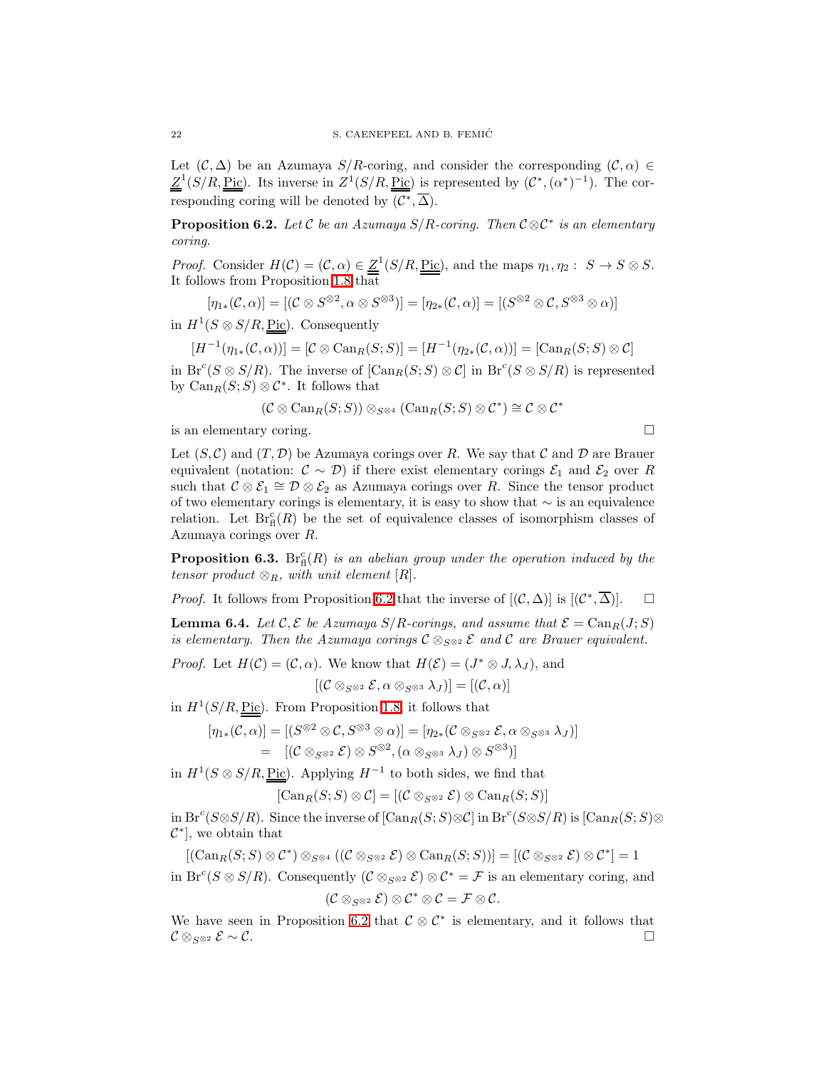Let $(\mathcal{C}, \Delta)$ be an Azumaya $S/R$-coring, and consider the corresponding $(\mathcal{C}, \alpha) \in \underline{\underline{Z}}^1(S/R, \underline{\underline{\mathrm{Pic}}})$. Its inverse in $Z^1(S/R, \underline{\underline{\mathrm{Pic}}})$ is represented by $(\mathcal{C}^*, (\alpha^*)^{-1})$. The corresponding coring will be denoted by $(\mathcal{C}^*, \overline{\Delta})$.

**Proposition 6.2.** *Let $\mathcal{C}$ be an Azumaya $S/R$-coring. Then $\mathcal{C} \otimes \mathcal{C}^*$ is an elementary coring.*

*Proof.* Consider $H(\mathcal{C}) = (\mathcal{C}, \alpha) \in \underline{\underline{Z}}^1(S/R, \underline{\underline{\mathrm{Pic}}})$, and the maps $\eta_1, \eta_2 : S \to S \otimes S$. It follows from Proposition 1.8 that

$$[\eta_{1*}(\mathcal{C}, \alpha)] = [(\mathcal{C} \otimes S^{\otimes 2}, \alpha \otimes S^{\otimes 3})] = [\eta_{2*}(\mathcal{C}, \alpha)] = [(S^{\otimes 2} \otimes \mathcal{C}, S^{\otimes 3} \otimes \alpha)]$$

in $H^1(S \otimes S/R, \underline{\underline{\mathrm{Pic}}})$. Consequently

$$[H^{-1}(\eta_{1*}(\mathcal{C}, \alpha))] = [\mathcal{C} \otimes \mathrm{Can}_R(S; S)] = [H^{-1}(\eta_{2*}(\mathcal{C}, \alpha))] = [\mathrm{Can}_R(S; S) \otimes \mathcal{C}]$$

in $\mathrm{Br}^c(S \otimes S/R)$. The inverse of $[\mathrm{Can}_R(S; S) \otimes \mathcal{C}]$ in $\mathrm{Br}^c(S \otimes S/R)$ is represented by $\mathrm{Can}_R(S; S) \otimes \mathcal{C}^*$. It follows that

$$(\mathcal{C} \otimes \mathrm{Can}_R(S; S)) \otimes_{S^{\otimes 4}} (\mathrm{Can}_R(S; S) \otimes \mathcal{C}^*) \cong \mathcal{C} \otimes \mathcal{C}^*$$

is an elementary coring. $\square$

Let $(S, \mathcal{C})$ and $(T, \mathcal{D})$ be Azumaya corings over $R$. We say that $\mathcal{C}$ and $\mathcal{D}$ are Brauer equivalent (notation: $\mathcal{C} \sim \mathcal{D}$) if there exist elementary corings $\mathcal{E}_1$ and $\mathcal{E}_2$ over $R$ such that $\mathcal{C} \otimes \mathcal{E}_1 \cong \mathcal{D} \otimes \mathcal{E}_2$ as Azumaya corings over $R$. Since the tensor product of two elementary corings is elementary, it is easy to show that $\sim$ is an equivalence relation. Let $\mathrm{Br}^c_{\mathrm{fl}}(R)$ be the set of equivalence classes of isomorphism classes of Azumaya corings over $R$.

**Proposition 6.3.** *$\mathrm{Br}^c_{\mathrm{fl}}(R)$ is an abelian group under the operation induced by the tensor product $\otimes_R$, with unit element $[R]$.*

*Proof.* It follows from Proposition 6.2 that the inverse of $[(\mathcal{C}, \Delta)]$ is $[(\mathcal{C}^*, \overline{\Delta})]$. $\square$

**Lemma 6.4.** *Let $\mathcal{C}, \mathcal{E}$ be Azumaya $S/R$-corings, and assume that $\mathcal{E} = \mathrm{Can}_R(J; S)$ is elementary. Then the Azumaya corings $\mathcal{C} \otimes_{S^{\otimes 2}} \mathcal{E}$ and $\mathcal{C}$ are Brauer equivalent.*

*Proof.* Let $H(\mathcal{C}) = (\mathcal{C}, \alpha)$. We know that $H(\mathcal{E}) = (J^* \otimes J, \lambda_J)$, and

$$[(\mathcal{C} \otimes_{S^{\otimes 2}} \mathcal{E}, \alpha \otimes_{S^{\otimes 3}} \lambda_J)] = [(\mathcal{C}, \alpha)]$$

in $H^1(S/R, \underline{\underline{\mathrm{Pic}}})$. From Proposition 1.8, it follows that

$$\begin{aligned}
[\eta_{1*}(\mathcal{C}, \alpha)] &= [(S^{\otimes 2} \otimes \mathcal{C}, S^{\otimes 3} \otimes \alpha)] = [\eta_{2*}(\mathcal{C} \otimes_{S^{\otimes 2}} \mathcal{E}, \alpha \otimes_{S^{\otimes 3}} \lambda_J)] \\
&= [(\mathcal{C} \otimes_{S^{\otimes 2}} \mathcal{E}) \otimes S^{\otimes 2}, (\alpha \otimes_{S^{\otimes 3}} \lambda_J) \otimes S^{\otimes 3})]
\end{aligned}$$

in $H^1(S \otimes S/R, \underline{\underline{\mathrm{Pic}}})$. Applying $H^{-1}$ to both sides, we find that

$$[\mathrm{Can}_R(S; S) \otimes \mathcal{C}] = [(\mathcal{C} \otimes_{S^{\otimes 2}} \mathcal{E}) \otimes \mathrm{Can}_R(S; S)]$$

in $\mathrm{Br}^c(S \otimes S/R)$. Since the inverse of $[\mathrm{Can}_R(S; S) \otimes \mathcal{C}]$ in $\mathrm{Br}^c(S \otimes S/R)$ is $[\mathrm{Can}_R(S; S) \otimes \mathcal{C}^*]$, we obtain that

$$[(\mathrm{Can}_R(S; S) \otimes \mathcal{C}^*) \otimes_{S^{\otimes 4}} ((\mathcal{C} \otimes_{S^{\otimes 2}} \mathcal{E}) \otimes \mathrm{Can}_R(S; S))] = [(\mathcal{C} \otimes_{S^{\otimes 2}} \mathcal{E}) \otimes \mathcal{C}^*] = 1$$

in $\mathrm{Br}^c(S \otimes S/R)$. Consequently $(\mathcal{C} \otimes_{S^{\otimes 2}} \mathcal{E}) \otimes \mathcal{C}^* = \mathcal{F}$ is an elementary coring, and

$$(\mathcal{C} \otimes_{S^{\otimes 2}} \mathcal{E}) \otimes \mathcal{C}^* \otimes \mathcal{C} = \mathcal{F} \otimes \mathcal{C}.$$

We have seen in Proposition 6.2 that $\mathcal{C} \otimes \mathcal{C}^*$ is elementary, and it follows that $\mathcal{C} \otimes_{S^{\otimes 2}} \mathcal{E} \sim \mathcal{C}$. $\square$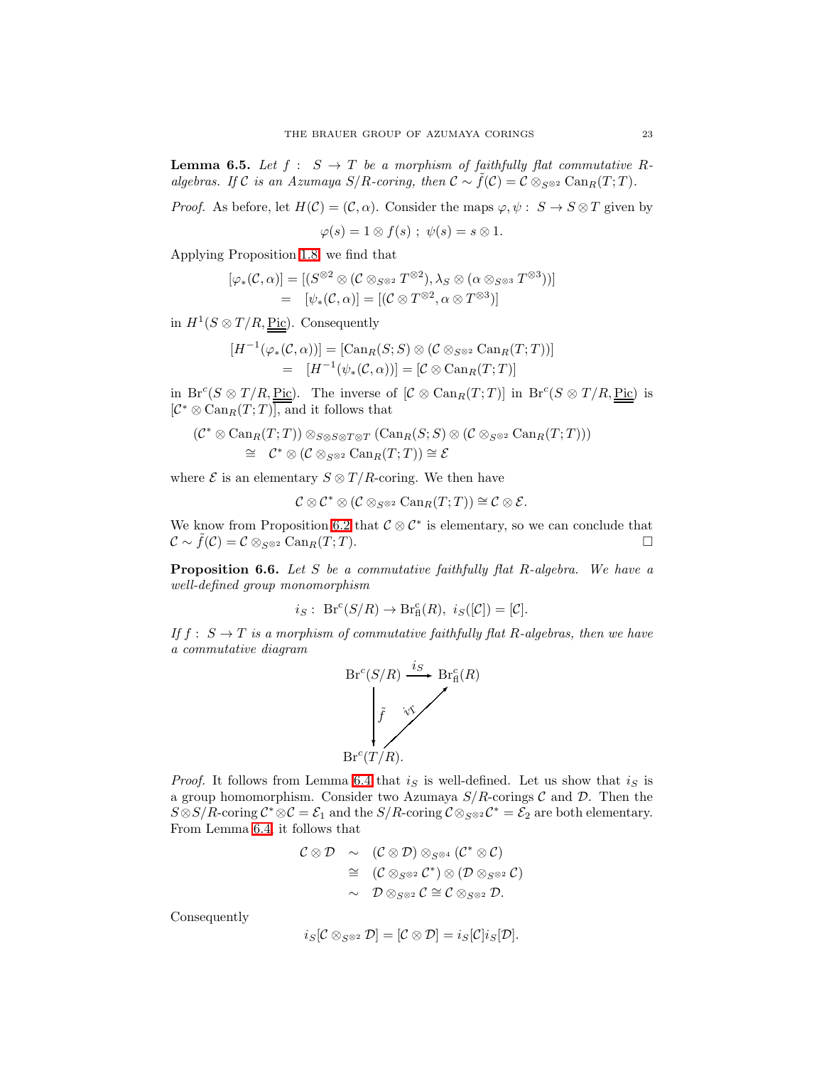**Lemma 6.5.** *Let $f:\ S \to T$ be a morphism of faithfully flat commutative $R$-algebras. If $\mathcal{C}$ is an Azumaya $S/R$-coring, then $\mathcal{C} \sim \tilde{f}(\mathcal{C}) = \mathcal{C} \otimes_{S^{\otimes 2}} \mathrm{Can}_R(T;T)$.*

*Proof.* As before, let $H(\mathcal{C}) = (\mathcal{C}, \alpha)$. Consider the maps $\varphi, \psi :\ S \to S \otimes T$ given by

$$\varphi(s) = 1 \otimes f(s)\ ;\ \psi(s) = s \otimes 1.$$

Applying Proposition 1.8, we find that

$$\begin{aligned}
[\varphi_*(\mathcal{C}, \alpha)] &= [(S^{\otimes 2} \otimes (\mathcal{C} \otimes_{S^{\otimes 2}} T^{\otimes 2}), \lambda_S \otimes (\alpha \otimes_{S^{\otimes 3}} T^{\otimes 3}))] \\
&= \quad [\psi_*(\mathcal{C}, \alpha)] = [(\mathcal{C} \otimes T^{\otimes 2}, \alpha \otimes T^{\otimes 3})]
\end{aligned}$$

in $H^1(S \otimes T/R, \underline{\underline{\mathrm{Pic}}})$. Consequently

$$\begin{aligned}
[H^{-1}(\varphi_*(\mathcal{C}, \alpha))] &= [\mathrm{Can}_R(S;S) \otimes (\mathcal{C} \otimes_{S^{\otimes 2}} \mathrm{Can}_R(T;T))] \\
&= \quad [H^{-1}(\psi_*(\mathcal{C}, \alpha))] = [\mathcal{C} \otimes \mathrm{Can}_R(T;T)]
\end{aligned}$$

in $\mathrm{Br}^c(S \otimes T/R, \underline{\underline{\mathrm{Pic}}})$. The inverse of $[\mathcal{C} \otimes \mathrm{Can}_R(T;T)]$ in $\mathrm{Br}^c(S \otimes T/R, \underline{\underline{\mathrm{Pic}}})$ is $[\mathcal{C}^* \otimes \mathrm{Can}_R(T;T)]$, and it follows that

$$\begin{aligned}
&(\mathcal{C}^* \otimes \mathrm{Can}_R(T;T)) \otimes_{S \otimes S \otimes T \otimes T} (\mathrm{Can}_R(S;S) \otimes (\mathcal{C} \otimes_{S^{\otimes 2}} \mathrm{Can}_R(T;T))) \\
&\qquad \cong \quad \mathcal{C}^* \otimes (\mathcal{C} \otimes_{S^{\otimes 2}} \mathrm{Can}_R(T;T)) \cong \mathcal{E}
\end{aligned}$$

where $\mathcal{E}$ is an elementary $S \otimes T/R$-coring. We then have

$$\mathcal{C} \otimes \mathcal{C}^* \otimes (\mathcal{C} \otimes_{S^{\otimes 2}} \mathrm{Can}_R(T;T)) \cong \mathcal{C} \otimes \mathcal{E}.$$

We know from Proposition 6.2 that $\mathcal{C} \otimes \mathcal{C}^*$ is elementary, so we can conclude that $\mathcal{C} \sim \tilde{f}(\mathcal{C}) = \mathcal{C} \otimes_{S^{\otimes 2}} \mathrm{Can}_R(T;T)$. □

**Proposition 6.6.** *Let $S$ be a commutative faithfully flat $R$-algebra. We have a well-defined group monomorphism*

$$i_S :\ \mathrm{Br}^c(S/R) \to \mathrm{Br}^c_{\mathrm{fl}}(R),\ i_S([\mathcal{C}]) = [\mathcal{C}].$$

*If $f:\ S \to T$ is a morphism of commutative faithfully flat $R$-algebras, then we have a commutative diagram*

$$\begin{array}{ccc}
\mathrm{Br}^c(S/R) & \xrightarrow{\ i_S\ } & \mathrm{Br}^c_{\mathrm{fl}}(R) \\
\big\downarrow \tilde{f} & \nearrow_{i_T} & \\
\mathrm{Br}^c(T/R). & &
\end{array}$$

*Proof.* It follows from Lemma 6.4 that $i_S$ is well-defined. Let us show that $i_S$ is a group homomorphism. Consider two Azumaya $S/R$-corings $\mathcal{C}$ and $\mathcal{D}$. Then the $S \otimes S/R$-coring $\mathcal{C}^* \otimes \mathcal{C} = \mathcal{E}_1$ and the $S/R$-coring $\mathcal{C} \otimes_{S^{\otimes 2}} \mathcal{C}^* = \mathcal{E}_2$ are both elementary. From Lemma 6.4, it follows that

$$\begin{aligned}
\mathcal{C} \otimes \mathcal{D} &\sim (\mathcal{C} \otimes \mathcal{D}) \otimes_{S^{\otimes 4}} (\mathcal{C}^* \otimes \mathcal{C}) \\
&\cong (\mathcal{C} \otimes_{S^{\otimes 2}} \mathcal{C}^*) \otimes (\mathcal{D} \otimes_{S^{\otimes 2}} \mathcal{C}) \\
&\sim \mathcal{D} \otimes_{S^{\otimes 2}} \mathcal{C} \cong \mathcal{C} \otimes_{S^{\otimes 2}} \mathcal{D}.
\end{aligned}$$

Consequently

$$i_S[\mathcal{C} \otimes_{S^{\otimes 2}} \mathcal{D}] = [\mathcal{C} \otimes \mathcal{D}] = i_S[\mathcal{C}] i_S[\mathcal{D}].$$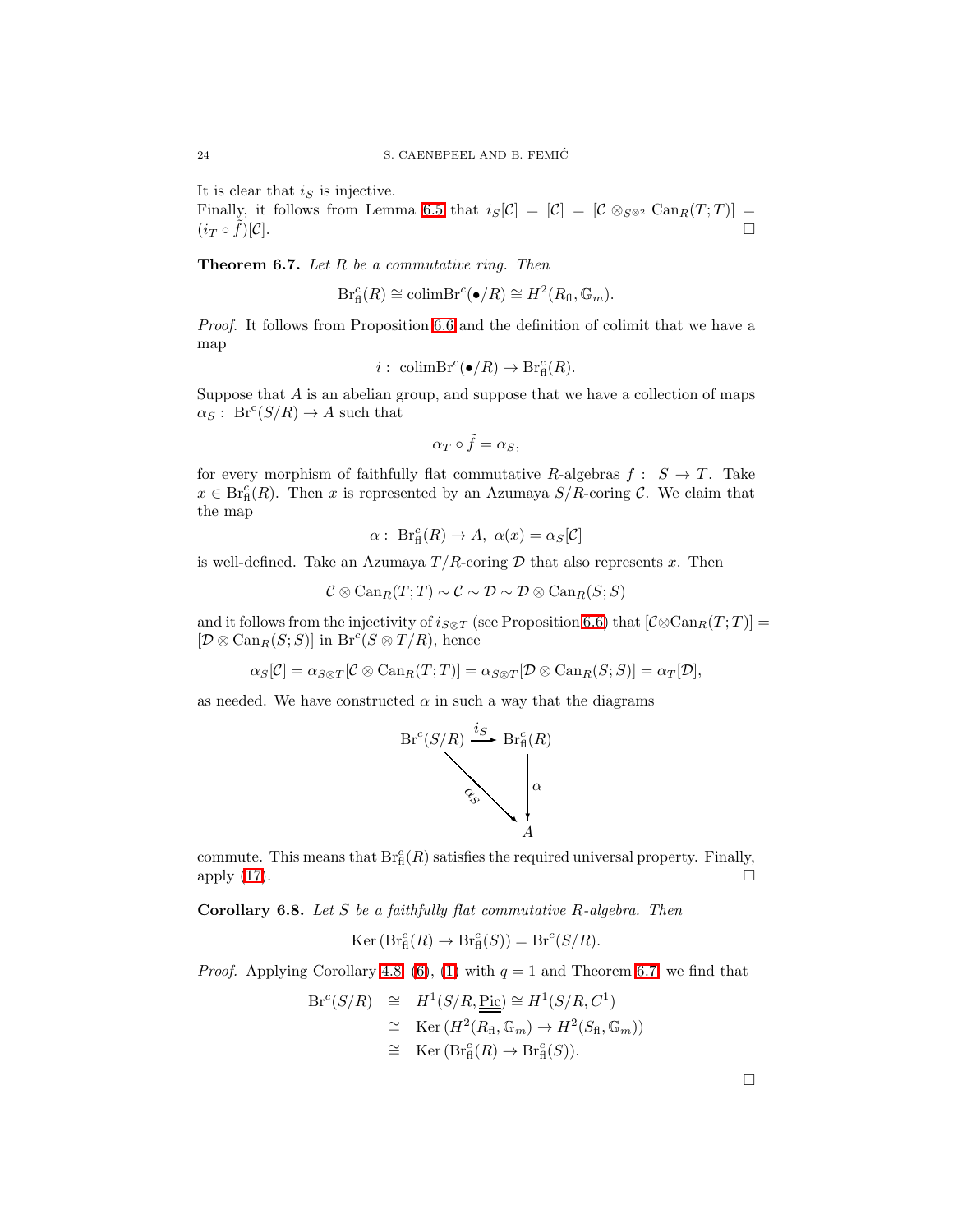It is clear that $i_S$ is injective.
Finally, it follows from Lemma 6.5 that $i_S[\mathcal{C}] = [\mathcal{C}] = [\mathcal{C} \otimes_{S^{\otimes 2}} \mathrm{Can}_R(T;T)] = (i_T \circ \tilde{f})[\mathcal{C}]$. □

**Theorem 6.7.** *Let $R$ be a commutative ring. Then*

$$\mathrm{Br}^c_{\mathrm{fl}}(R) \cong \mathrm{colim}\mathrm{Br}^c(\bullet/R) \cong H^2(R_{\mathrm{fl}}, \mathbb{G}_m).$$

*Proof.* It follows from Proposition 6.6 and the definition of colimit that we have a map

$$i: \ \mathrm{colim}\mathrm{Br}^c(\bullet/R) \to \mathrm{Br}^c_{\mathrm{fl}}(R).$$

Suppose that $A$ is an abelian group, and suppose that we have a collection of maps $\alpha_S: \ \mathrm{Br}^c(S/R) \to A$ such that

$$\alpha_T \circ \tilde{f} = \alpha_S,$$

for every morphism of faithfully flat commutative $R$-algebras $f: \ S \to T$. Take $x \in \mathrm{Br}^c_{\mathrm{fl}}(R)$. Then $x$ is represented by an Azumaya $S/R$-coring $\mathcal{C}$. We claim that the map

$$\alpha: \ \mathrm{Br}^c_{\mathrm{fl}}(R) \to A, \ \alpha(x) = \alpha_S[\mathcal{C}]$$

is well-defined. Take an Azumaya $T/R$-coring $\mathcal{D}$ that also represents $x$. Then

$$\mathcal{C} \otimes \mathrm{Can}_R(T;T) \sim \mathcal{C} \sim \mathcal{D} \sim \mathcal{D} \otimes \mathrm{Can}_R(S;S)$$

and it follows from the injectivity of $i_{S\otimes T}$ (see Proposition 6.6) that $[\mathcal{C}\otimes\mathrm{Can}_R(T;T)] = [\mathcal{D} \otimes \mathrm{Can}_R(S;S)]$ in $\mathrm{Br}^c(S \otimes T/R)$, hence

$$\alpha_S[\mathcal{C}] = \alpha_{S\otimes T}[\mathcal{C} \otimes \mathrm{Can}_R(T;T)] = \alpha_{S\otimes T}[\mathcal{D} \otimes \mathrm{Can}_R(S;S)] = \alpha_T[\mathcal{D}],$$

as needed. We have constructed $\alpha$ in such a way that the diagrams

$$\begin{array}{ccc} \mathrm{Br}^c(S/R) & \xrightarrow{i_S} & \mathrm{Br}^c_{\mathrm{fl}}(R) \\ & \searrow^{\alpha_S} & \downarrow \alpha \\ & & A \end{array}$$

commute. This means that $\mathrm{Br}^c_{\mathrm{fl}}(R)$ satisfies the required universal property. Finally, apply (17). □

**Corollary 6.8.** *Let $S$ be a faithfully flat commutative $R$-algebra. Then*

$$\mathrm{Ker}\,(\mathrm{Br}^c_{\mathrm{fl}}(R) \to \mathrm{Br}^c_{\mathrm{fl}}(S)) = \mathrm{Br}^c(S/R).$$

*Proof.* Applying Corollary 4.8, (6), (1) with $q = 1$ and Theorem 6.7, we find that

$$\begin{aligned} \mathrm{Br}^c(S/R) &\cong H^1(S/R, \underline{\underline{\mathrm{Pic}}}) \cong H^1(S/R, C^1) \\ &\cong \mathrm{Ker}\,(H^2(R_{\mathrm{fl}}, \mathbb{G}_m) \to H^2(S_{\mathrm{fl}}, \mathbb{G}_m)) \\ &\cong \mathrm{Ker}\,(\mathrm{Br}^c_{\mathrm{fl}}(R) \to \mathrm{Br}^c_{\mathrm{fl}}(S)). \end{aligned}$$

□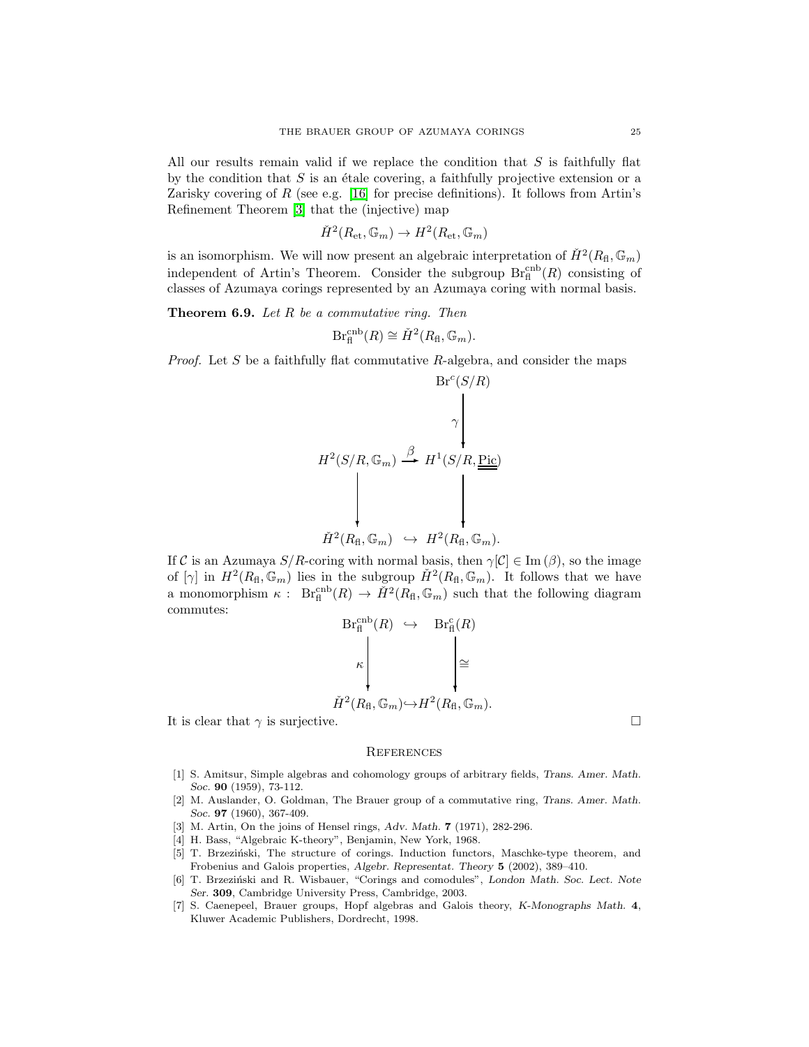All our results remain valid if we replace the condition that $S$ is faithfully flat by the condition that $S$ is an étale covering, a faithfully projective extension or a Zarisky covering of $R$ (see e.g. [16] for precise definitions). It follows from Artin's Refinement Theorem [3] that the (injective) map

$$\check{H}^2(R_{\rm et}, \mathbb{G}_m) \to H^2(R_{\rm et}, \mathbb{G}_m)$$

is an isomorphism. We will now present an algebraic interpretation of $\check{H}^2(R_{\rm fl}, \mathbb{G}_m)$ independent of Artin's Theorem. Consider the subgroup $\mathrm{Br}^{\rm cnb}_{\rm fl}(R)$ consisting of classes of Azumaya corings represented by an Azumaya coring with normal basis.

**Theorem 6.9.** *Let $R$ be a commutative ring. Then*

$$\mathrm{Br}^{\rm cnb}_{\rm fl}(R) \cong \check{H}^2(R_{\rm fl}, \mathbb{G}_m).$$

*Proof.* Let $S$ be a faithfully flat commutative $R$-algebra, and consider the maps

$$\begin{array}{ccc}
 & & \mathrm{Br}^c(S/R) \\
 & & \downarrow \gamma \\
H^2(S/R, \mathbb{G}_m) & \xrightarrow{\beta} & H^1(S/R, \underline{\underline{\mathrm{Pic}}}) \\
\downarrow & & \downarrow \\
\check{H}^2(R_{\rm fl}, \mathbb{G}_m) & \hookrightarrow & H^2(R_{\rm fl}, \mathbb{G}_m).
\end{array}$$

If $\mathcal{C}$ is an Azumaya $S/R$-coring with normal basis, then $\gamma[\mathcal{C}] \in \mathrm{Im}\,(\beta)$, so the image of $[\gamma]$ in $H^2(R_{\rm fl}, \mathbb{G}_m)$ lies in the subgroup $\check{H}^2(R_{\rm fl}, \mathbb{G}_m)$. It follows that we have a monomorphism $\kappa: \ \mathrm{Br}^{\rm cnb}_{\rm fl}(R) \to \check{H}^2(R_{\rm fl}, \mathbb{G}_m)$ such that the following diagram commutes:

$$\begin{array}{ccc}
\mathrm{Br}^{\rm cnb}_{\rm fl}(R) & \hookrightarrow & \mathrm{Br}^{\rm c}_{\rm fl}(R) \\
\kappa \downarrow & & \downarrow \cong \\
\check{H}^2(R_{\rm fl}, \mathbb{G}_m) & \hookrightarrow & H^2(R_{\rm fl}, \mathbb{G}_m).
\end{array}$$

It is clear that $\gamma$ is surjective. □

## References

[1] S. Amitsur, Simple algebras and cohomology groups of arbitrary fields, *Trans. Amer. Math. Soc.* **90** (1959), 73-112.

[2] M. Auslander, O. Goldman, The Brauer group of a commutative ring, *Trans. Amer. Math. Soc.* **97** (1960), 367-409.

[3] M. Artin, On the joins of Hensel rings, *Adv. Math.* **7** (1971), 282-296.

[4] H. Bass, "Algebraic K-theory", Benjamin, New York, 1968.

[5] T. Brzeziński, The structure of corings. Induction functors, Maschke-type theorem, and Frobenius and Galois properties, *Algebr. Representat. Theory* **5** (2002), 389–410.

[6] T. Brzeziński and R. Wisbauer, "Corings and comodules", *London Math. Soc. Lect. Note Ser.* **309**, Cambridge University Press, Cambridge, 2003.

[7] S. Caenepeel, Brauer groups, Hopf algebras and Galois theory, *K-Monographs Math.* **4**, Kluwer Academic Publishers, Dordrecht, 1998.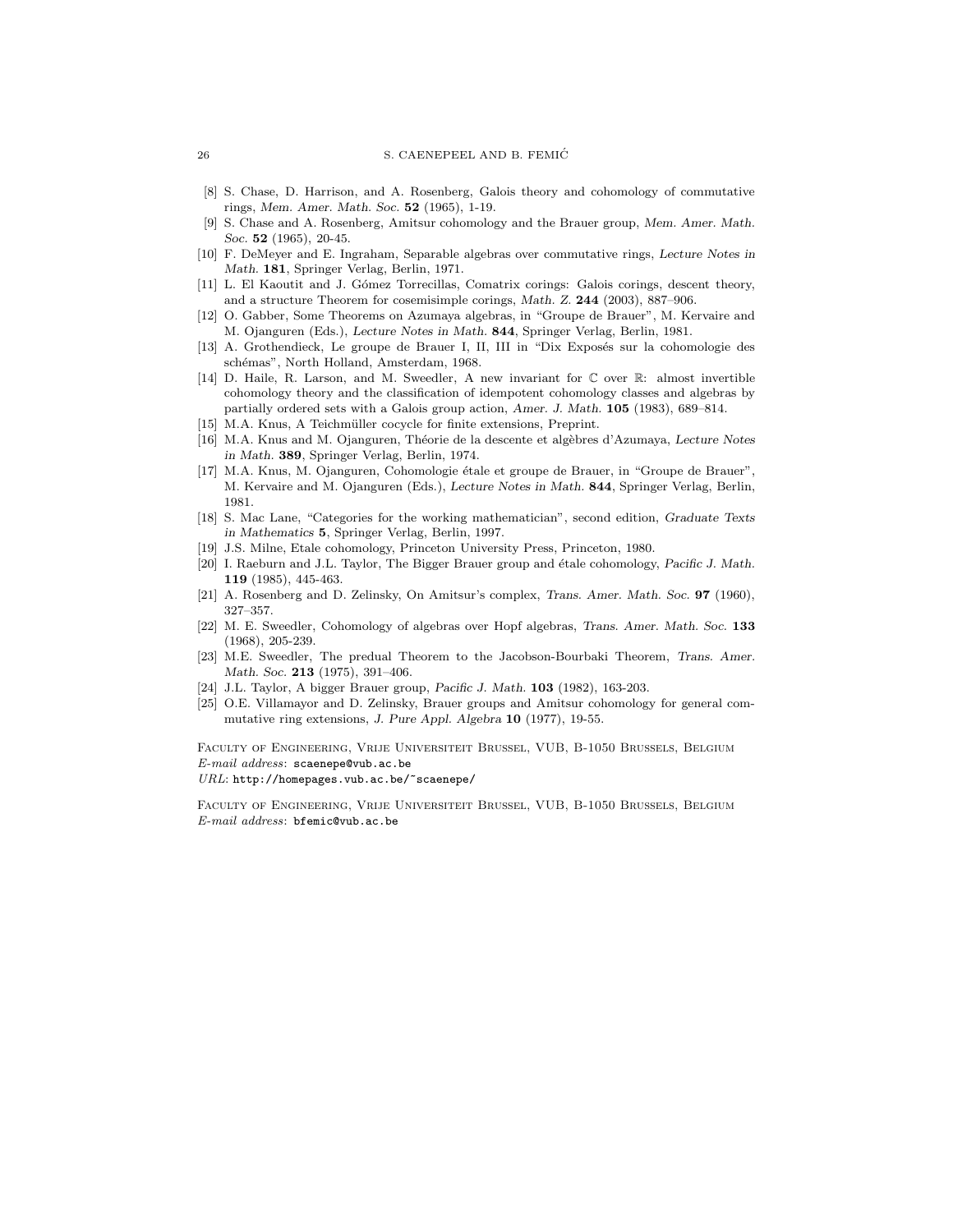[8] S. Chase, D. Harrison, and A. Rosenberg, Galois theory and cohomology of commutative rings, *Mem. Amer. Math. Soc.* **52** (1965), 1-19.

[9] S. Chase and A. Rosenberg, Amitsur cohomology and the Brauer group, *Mem. Amer. Math. Soc.* **52** (1965), 20-45.

[10] F. DeMeyer and E. Ingraham, Separable algebras over commutative rings, *Lecture Notes in Math.* **181**, Springer Verlag, Berlin, 1971.

[11] L. El Kaoutit and J. Gómez Torrecillas, Comatrix corings: Galois corings, descent theory, and a structure Theorem for cosemisimple corings, *Math. Z.* **244** (2003), 887–906.

[12] O. Gabber, Some Theorems on Azumaya algebras, in "Groupe de Brauer", M. Kervaire and M. Ojanguren (Eds.), *Lecture Notes in Math.* **844**, Springer Verlag, Berlin, 1981.

[13] A. Grothendieck, Le groupe de Brauer I, II, III in "Dix Exposés sur la cohomologie des schémas", North Holland, Amsterdam, 1968.

[14] D. Haile, R. Larson, and M. Sweedler, A new invariant for $\mathbb{C}$ over $\mathbb{R}$: almost invertible cohomology theory and the classification of idempotent cohomology classes and algebras by partially ordered sets with a Galois group action, *Amer. J. Math.* **105** (1983), 689–814.

[15] M.A. Knus, A Teichmüller cocycle for finite extensions, Preprint.

[16] M.A. Knus and M. Ojanguren, Théorie de la descente et algèbres d'Azumaya, *Lecture Notes in Math.* **389**, Springer Verlag, Berlin, 1974.

[17] M.A. Knus, M. Ojanguren, Cohomologie étale et groupe de Brauer, in "Groupe de Brauer", M. Kervaire and M. Ojanguren (Eds.), *Lecture Notes in Math.* **844**, Springer Verlag, Berlin, 1981.

[18] S. Mac Lane, "Categories for the working mathematician", second edition, *Graduate Texts in Mathematics* **5**, Springer Verlag, Berlin, 1997.

[19] J.S. Milne, Etale cohomology, Princeton University Press, Princeton, 1980.

[20] I. Raeburn and J.L. Taylor, The Bigger Brauer group and étale cohomology, *Pacific J. Math.* **119** (1985), 445-463.

[21] A. Rosenberg and D. Zelinsky, On Amitsur's complex, *Trans. Amer. Math. Soc.* **97** (1960), 327–357.

[22] M. E. Sweedler, Cohomology of algebras over Hopf algebras, *Trans. Amer. Math. Soc.* **133** (1968), 205-239.

[23] M.E. Sweedler, The predual Theorem to the Jacobson-Bourbaki Theorem, *Trans. Amer. Math. Soc.* **213** (1975), 391–406.

[24] J.L. Taylor, A bigger Brauer group, *Pacific J. Math.* **103** (1982), 163-203.

[25] O.E. Villamayor and D. Zelinsky, Brauer groups and Amitsur cohomology for general commutative ring extensions, *J. Pure Appl. Algebra* **10** (1977), 19-55.

Faculty of Engineering, Vrije Universiteit Brussel, VUB, B-1050 Brussels, Belgium
*E-mail address*: scaenepe@vub.ac.be
*URL*: http://homepages.vub.ac.be/~scaenepe/

Faculty of Engineering, Vrije Universiteit Brussel, VUB, B-1050 Brussels, Belgium
*E-mail address*: bfemic@vub.ac.be